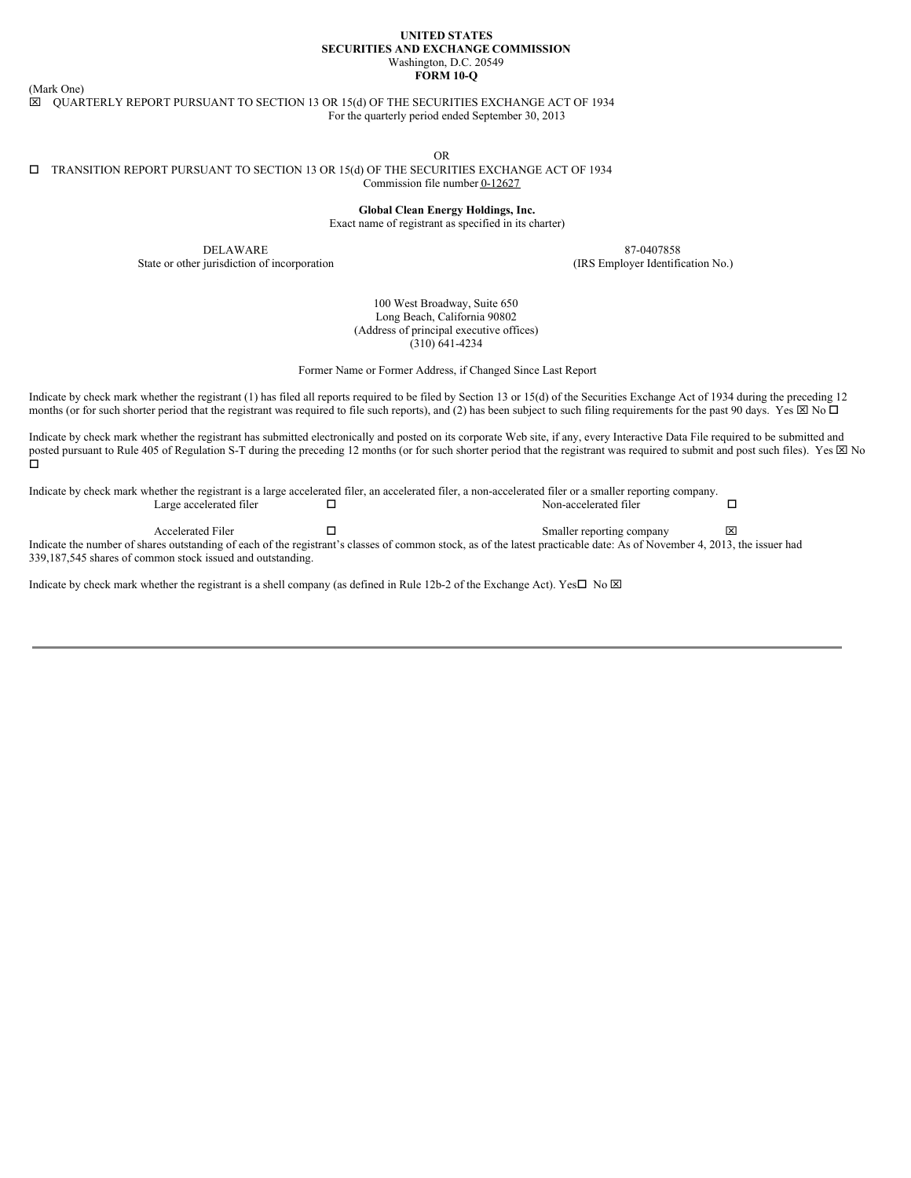**UNITED STATES**
**SECURITIES AND EXCHANGE COMMISSION**
Washington, D.C. 20549
**FORM 10-Q**

(Mark One)

☒ QUARTERLY REPORT PURSUANT TO SECTION 13 OR 15(d) OF THE SECURITIES EXCHANGE ACT OF 1934
For the quarterly period ended September 30, 2013

OR

☐ TRANSITION REPORT PURSUANT TO SECTION 13 OR 15(d) OF THE SECURITIES EXCHANGE ACT OF 1934
Commission file number 0-12627

**Global Clean Energy Holdings, Inc.**
Exact name of registrant as specified in its charter)

| DELAWARE | 87-0407858 |
|---|---|
| State or other jurisdiction of incorporation | (IRS Employer Identification No.) |

100 West Broadway, Suite 650
Long Beach, California 90802
(Address of principal executive offices)
(310) 641-4234

Former Name or Former Address, if Changed Since Last Report

Indicate by check mark whether the registrant (1) has filed all reports required to be filed by Section 13 or 15(d) of the Securities Exchange Act of 1934 during the preceding 12 months (or for such shorter period that the registrant was required to file such reports), and (2) has been subject to such filing requirements for the past 90 days. Yes ☒ No ☐

Indicate by check mark whether the registrant has submitted electronically and posted on its corporate Web site, if any, every Interactive Data File required to be submitted and posted pursuant to Rule 405 of Regulation S-T during the preceding 12 months (or for such shorter period that the registrant was required to submit and post such files). Yes ☒ No ☐

Indicate by check mark whether the registrant is a large accelerated filer, an accelerated filer, a non-accelerated filer or a smaller reporting company.

| Large accelerated filer | ☐ | Non-accelerated filer | ☐ |
|---|---|---|---|
| Accelerated Filer | ☐ | Smaller reporting company | ☒ |

Indicate the number of shares outstanding of each of the registrant's classes of common stock, as of the latest practicable date: As of November 4, 2013, the issuer had 339,187,545 shares of common stock issued and outstanding.

Indicate by check mark whether the registrant is a shell company (as defined in Rule 12b-2 of the Exchange Act). Yes☐ No ☒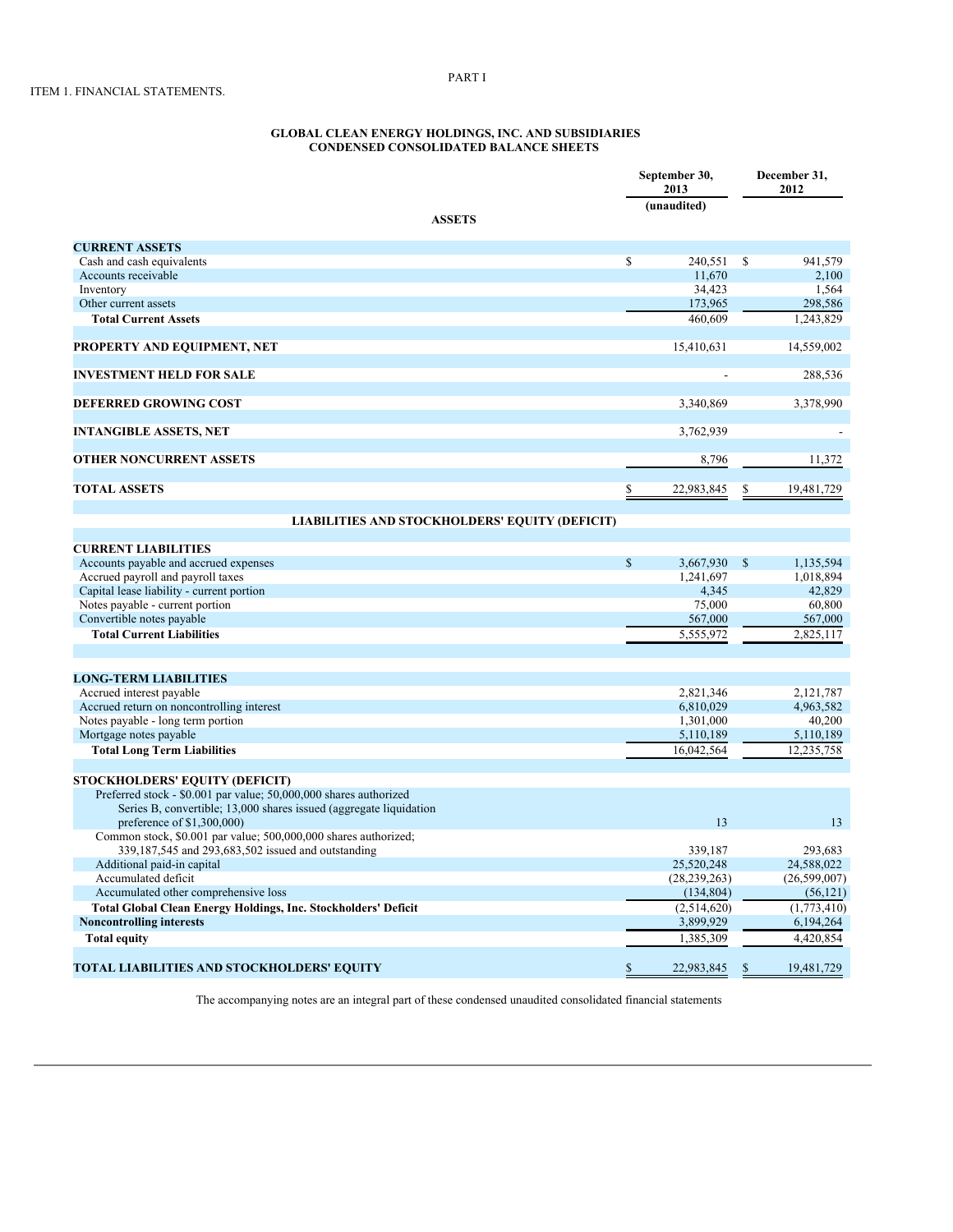PART I

ITEM 1. FINANCIAL STATEMENTS.

**GLOBAL CLEAN ENERGY HOLDINGS, INC. AND SUBSIDIARIES**
**CONDENSED CONSOLIDATED BALANCE SHEETS**

| | September 30, 2013 (unaudited) | December 31, 2012 |
|---|---|---|
| **ASSETS** | | |
| **CURRENT ASSETS** | | |
| Cash and cash equivalents | $ 240,551 | $ 941,579 |
| Accounts receivable | 11,670 | 2,100 |
| Inventory | 34,423 | 1,564 |
| Other current assets | 173,965 | 298,586 |
| **Total Current Assets** | 460,609 | 1,243,829 |
| **PROPERTY AND EQUIPMENT, NET** | 15,410,631 | 14,559,002 |
| **INVESTMENT HELD FOR SALE** | - | 288,536 |
| **DEFERRED GROWING COST** | 3,340,869 | 3,378,990 |
| **INTANGIBLE ASSETS, NET** | 3,762,939 | - |
| **OTHER NONCURRENT ASSETS** | 8,796 | 11,372 |
| **TOTAL ASSETS** | $ 22,983,845 | $ 19,481,729 |
| **LIABILITIES AND STOCKHOLDERS' EQUITY (DEFICIT)** | | |
| **CURRENT LIABILITIES** | | |
| Accounts payable and accrued expenses | $ 3,667,930 | $ 1,135,594 |
| Accrued payroll and payroll taxes | 1,241,697 | 1,018,894 |
| Capital lease liability - current portion | 4,345 | 42,829 |
| Notes payable - current portion | 75,000 | 60,800 |
| Convertible notes payable | 567,000 | 567,000 |
| **Total Current Liabilities** | 5,555,972 | 2,825,117 |
| **LONG-TERM LIABILITIES** | | |
| Accrued interest payable | 2,821,346 | 2,121,787 |
| Accrued return on noncontrolling interest | 6,810,029 | 4,963,582 |
| Notes payable - long term portion | 1,301,000 | 40,200 |
| Mortgage notes payable | 5,110,189 | 5,110,189 |
| **Total Long Term Liabilities** | 16,042,564 | 12,235,758 |
| **STOCKHOLDERS' EQUITY (DEFICIT)** | | |
| Preferred stock - $0.001 par value; 50,000,000 shares authorized Series B, convertible; 13,000 shares issued (aggregate liquidation preference of $1,300,000) | 13 | 13 |
| Common stock, $0.001 par value; 500,000,000 shares authorized; 339,187,545 and 293,683,502 issued and outstanding | 339,187 | 293,683 |
| Additional paid-in capital | 25,520,248 | 24,588,022 |
| Accumulated deficit | (28,239,263) | (26,599,007) |
| Accumulated other comprehensive loss | (134,804) | (56,121) |
| **Total Global Clean Energy Holdings, Inc. Stockholders' Deficit** | (2,514,620) | (1,773,410) |
| **Noncontrolling interests** | 3,899,929 | 6,194,264 |
| **Total equity** | 1,385,309 | 4,420,854 |
| **TOTAL LIABILITIES AND STOCKHOLDERS' EQUITY** | $ 22,983,845 | $ 19,481,729 |

The accompanying notes are an integral part of these condensed unaudited consolidated financial statements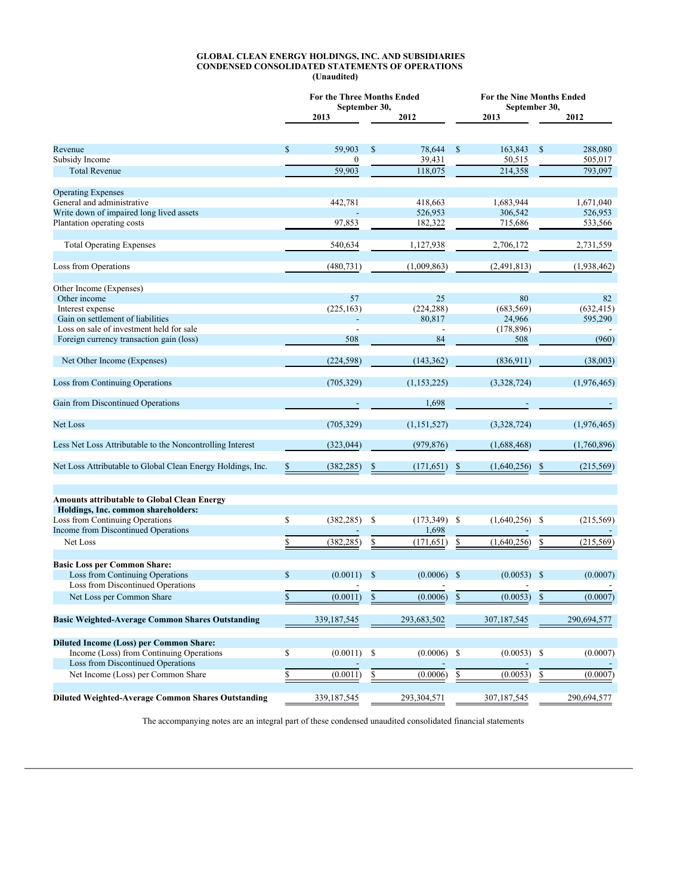**GLOBAL CLEAN ENERGY HOLDINGS, INC. AND SUBSIDIARIES**
**CONDENSED CONSOLIDATED STATEMENTS OF OPERATIONS**
**(Unaudited)**

| | For the Three Months Ended September 30, 2013 | For the Three Months Ended September 30, 2012 | For the Nine Months Ended September 30, 2013 | For the Nine Months Ended September 30, 2012 |
|---|---|---|---|---|
| Revenue | $ 59,903 | $ 78,644 | $ 163,843 | $ 288,080 |
| Subsidy Income | 0 | 39,431 | 50,515 | 505,017 |
| Total Revenue | 59,903 | 118,075 | 214,358 | 793,097 |
| Operating Expenses | | | | |
| General and administrative | 442,781 | 418,663 | 1,683,944 | 1,671,040 |
| Write down of impaired long lived assets | - | 526,953 | 306,542 | 526,953 |
| Plantation operating costs | 97,853 | 182,322 | 715,686 | 533,566 |
| Total Operating Expenses | 540,634 | 1,127,938 | 2,706,172 | 2,731,559 |
| Loss from Operations | (480,731) | (1,009,863) | (2,491,813) | (1,938,462) |
| Other Income (Expenses) | | | | |
| Other income | 57 | 25 | 80 | 82 |
| Interest expense | (225,163) | (224,288) | (683,569) | (632,415) |
| Gain on settlement of liabilities | - | 80,817 | 24,966 | 595,290 |
| Loss on sale of investment held for sale | - | - | (178,896) | - |
| Foreign currency transaction gain (loss) | 508 | 84 | 508 | (960) |
| Net Other Income (Expenses) | (224,598) | (143,362) | (836,911) | (38,003) |
| Loss from Continuing Operations | (705,329) | (1,153,225) | (3,328,724) | (1,976,465) |
| Gain from Discontinued Operations | - | 1,698 | - | - |
| Net Loss | (705,329) | (1,151,527) | (3,328,724) | (1,976,465) |
| Less Net Loss Attributable to the Noncontrolling Interest | (323,044) | (979,876) | (1,688,468) | (1,760,896) |
| Net Loss Attributable to Global Clean Energy Holdings, Inc. | $ (382,285) | $ (171,651) | $ (1,640,256) | $ (215,569) |
| **Amounts attributable to Global Clean Energy Holdings, Inc. common shareholders:** | | | | |
| Loss from Continuing Operations | $ (382,285) | $ (173,349) | $ (1,640,256) | $ (215,569) |
| Income from Discontinued Operations | - | 1,698 | - | - |
| Net Loss | $ (382,285) | $ (171,651) | $ (1,640,256) | $ (215,569) |
| **Basic Loss per Common Share:** | | | | |
| Loss from Continuing Operations | $ (0.0011) | $ (0.0006) | $ (0.0053) | $ (0.0007) |
| Loss from Discontinued Operations | - | - | - | - |
| Net Loss per Common Share | $ (0.0011) | $ (0.0006) | $ (0.0053) | $ (0.0007) |
| **Basic Weighted-Average Common Shares Outstanding** | 339,187,545 | 293,683,502 | 307,187,545 | 290,694,577 |
| **Diluted Income (Loss) per Common Share:** | | | | |
| Income (Loss) from Continuing Operations | $ (0.0011) | $ (0.0006) | $ (0.0053) | $ (0.0007) |
| Loss from Discontinued Operations | - | - | - | - |
| Net Income (Loss) per Common Share | $ (0.0011) | $ (0.0006) | $ (0.0053) | $ (0.0007) |
| **Diluted Weighted-Average Common Shares Outstanding** | 339,187,545 | 293,304,571 | 307,187,545 | 290,694,577 |

The accompanying notes are an integral part of these condensed unaudited consolidated financial statements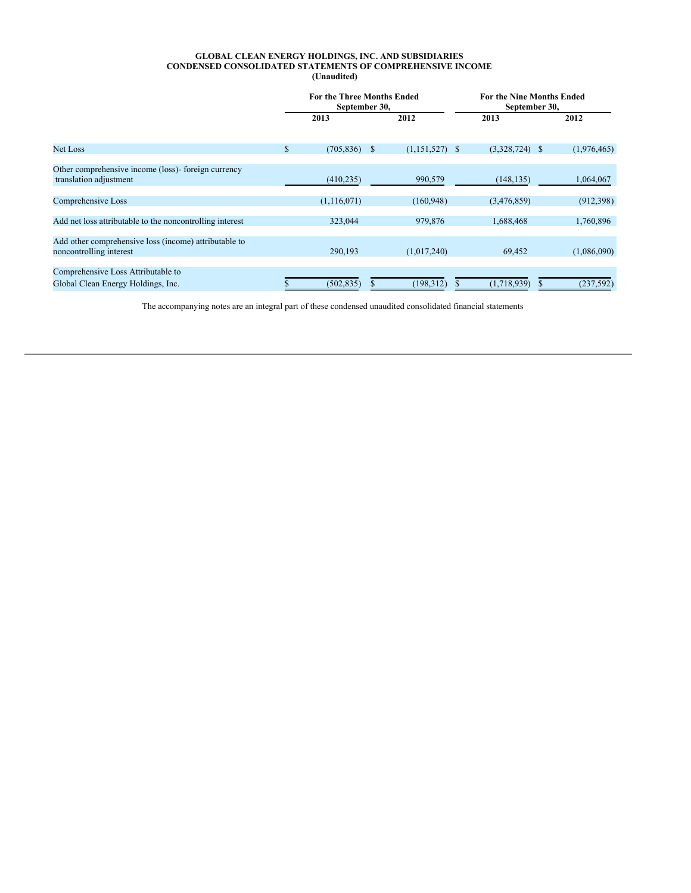**GLOBAL CLEAN ENERGY HOLDINGS, INC. AND SUBSIDIARIES**
**CONDENSED CONSOLIDATED STATEMENTS OF COMPREHENSIVE INCOME**
**(Unaudited)**

| | For the Three Months Ended September 30, | | For the Nine Months Ended September 30, | |
|---|---|---|---|---|
| | 2013 | 2012 | 2013 | 2012 |
| Net Loss | $ (705,836) | $ (1,151,527) | $ (3,328,724) | $ (1,976,465) |
| Other comprehensive income (loss)- foreign currency translation adjustment | (410,235) | 990,579 | (148,135) | 1,064,067 |
| Comprehensive Loss | (1,116,071) | (160,948) | (3,476,859) | (912,398) |
| Add net loss attributable to the noncontrolling interest | 323,044 | 979,876 | 1,688,468 | 1,760,896 |
| Add other comprehensive loss (income) attributable to noncontrolling interest | 290,193 | (1,017,240) | 69,452 | (1,086,090) |
| Comprehensive Loss Attributable to Global Clean Energy Holdings, Inc. | $ (502,835) | $ (198,312) | $ (1,718,939) | $ (237,592) |

The accompanying notes are an integral part of these condensed unaudited consolidated financial statements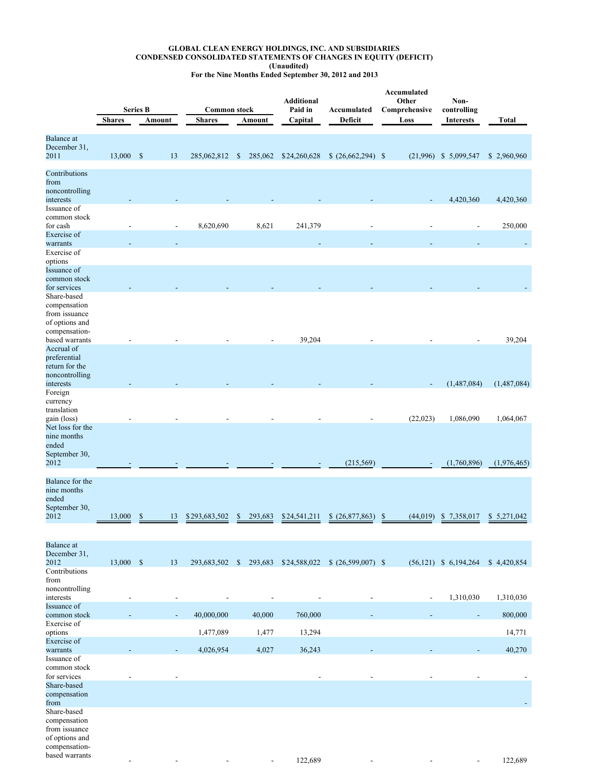**GLOBAL CLEAN ENERGY HOLDINGS, INC. AND SUBSIDIARIES**
**CONDENSED CONSOLIDATED STATEMENTS OF CHANGES IN EQUITY (DEFICIT)**
**(Unaudited)**
**For the Nine Months Ended September 30, 2012 and 2013**

| | Series B | | Common stock | | Additional Paid in | Accumulated | Accumulated Other Comprehensive | Non-controlling | |
|---|---|---|---|---|---|---|---|---|---|
| | Shares | Amount | Shares | Amount | Capital | Deficit | Loss | Interests | Total |
| Balance at December 31, 2011 | 13,000 | $ 13 | 285,062,812 | $ 285,062 | $24,260,628 | $ (26,662,294) | $ (21,996) | $ 5,099,547 | $ 2,960,960 |
| Contributions from noncontrolling interests | - | - | - | - | - | - | - | 4,420,360 | 4,420,360 |
| Issuance of common stock for cash | - | - | 8,620,690 | 8,621 | 241,379 | - | - | - | 250,000 |
| Exercise of warrants | - | - | | | - | - | - | - | - |
| Exercise of options | | | | | | | | | |
| Issuance of common stock for services | - | - | - | - | - | - | - | - | - |
| Share-based compensation from issuance of options and compensation-based warrants | - | - | - | - | 39,204 | - | - | - | 39,204 |
| Accrual of preferential return for the noncontrolling interests | - | - | - | - | - | - | - | (1,487,084) | (1,487,084) |
| Foreign currency translation gain (loss) | - | - | - | - | - | - | (22,023) | 1,086,090 | 1,064,067 |
| Net loss for the nine months ended September 30, 2012 | - | - | - | - | - | (215,569) | - | (1,760,896) | (1,976,465) |
| Balance for the nine months ended September 30, 2012 | 13,000 | $ 13 | $293,683,502 | $ 293,683 | $24,541,211 | $ (26,877,863) | $ (44,019) | $ 7,358,017 | $ 5,271,042 |
| | | | | | | | | | |
| Balance at December 31, 2012 | 13,000 | $ 13 | 293,683,502 | $ 293,683 | $24,588,022 | $ (26,599,007) | $ (56,121) | $ 6,194,264 | $ 4,420,854 |
| Contributions from noncontrolling interests | - | - | - | - | - | - | - | 1,310,030 | 1,310,030 |
| Issuance of common stock | - | - | 40,000,000 | 40,000 | 760,000 | - | - | - | 800,000 |
| Exercise of options | | | 1,477,089 | 1,477 | 13,294 | | | | 14,771 |
| Exercise of warrants | - | - | 4,026,954 | 4,027 | 36,243 | - | - | - | 40,270 |
| Issuance of common stock for services | - | - | | | - | - | - | - | - |
| Share-based compensation from | | | | | | | | | - |
| Share-based compensation from issuance of options and compensation-based warrants | - | - | - | - | 122,689 | - | - | - | 122,689 |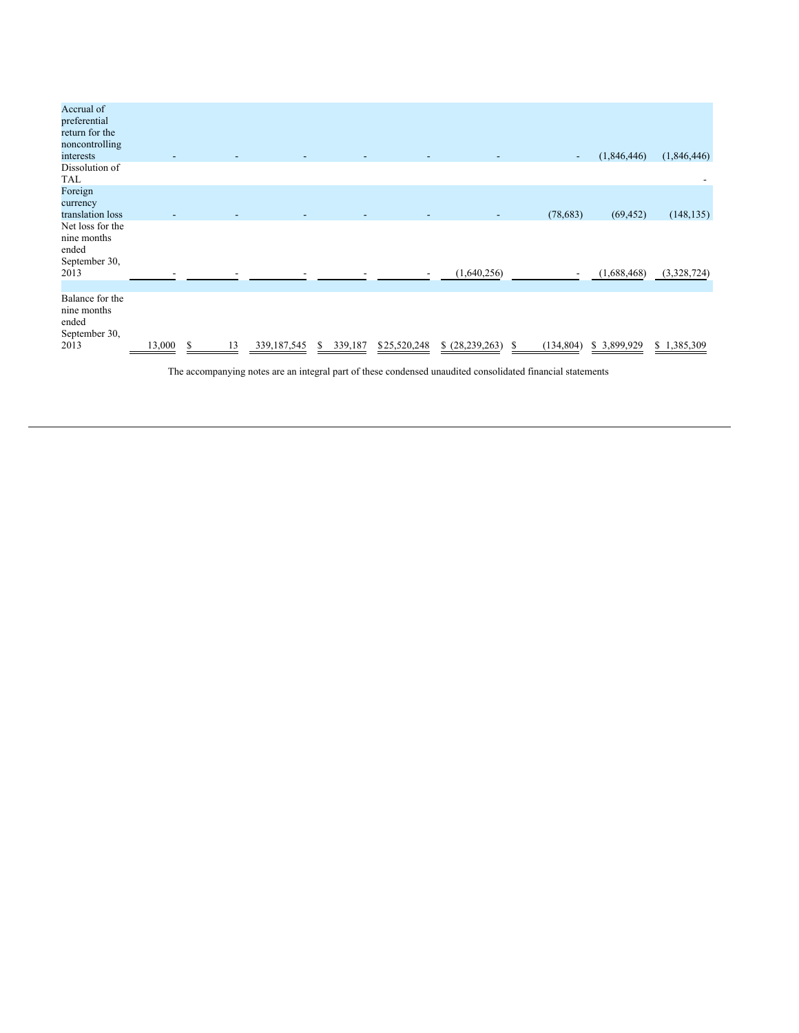| | | | | | | | | | |
|---|---|---|---|---|---|---|---|---|---|
| Accrual of preferential return for the noncontrolling interests | - | - | - | - | - | - | - | (1,846,446) | (1,846,446) |
| Dissolution of TAL | | | | | | | | | - |
| Foreign currency translation loss | - | - | - | - | - | - | (78,683) | (69,452) | (148,135) |
| Net loss for the nine months ended September 30, 2013 | - | - | - | - | - | (1,640,256) | - | (1,688,468) | (3,328,724) |
| | | | | | | | | | |
| Balance for the nine months ended September 30, 2013 | 13,000 | $ 13 | 339,187,545 | $ 339,187 | $ 25,520,248 | $ (28,239,263) | $ (134,804) | $ 3,899,929 | $ 1,385,309 |

The accompanying notes are an integral part of these condensed unaudited consolidated financial statements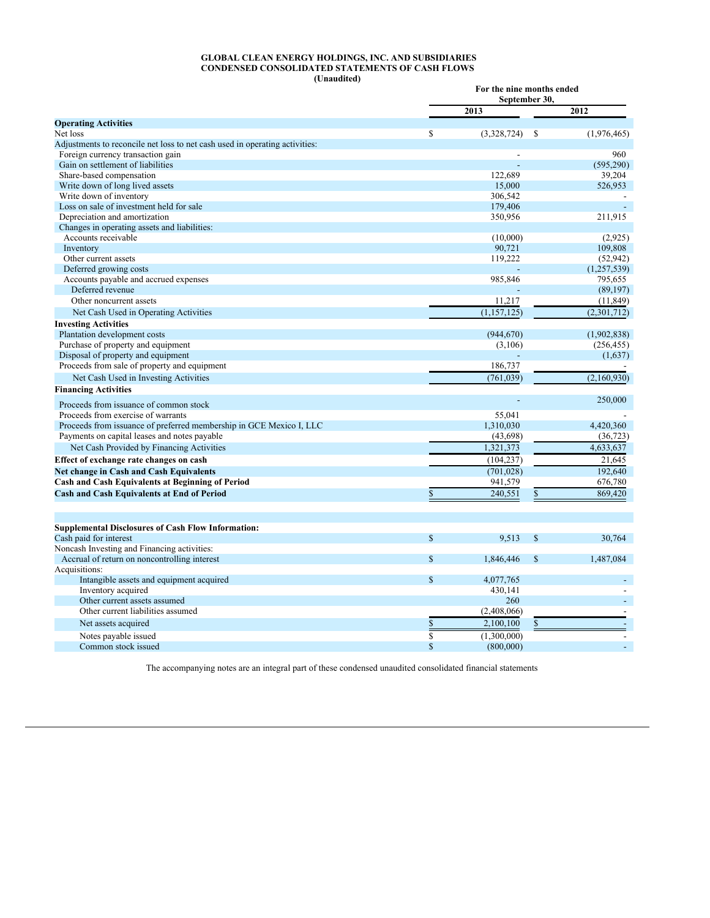**GLOBAL CLEAN ENERGY HOLDINGS, INC. AND SUBSIDIARIES**
**CONDENSED CONSOLIDATED STATEMENTS OF CASH FLOWS**
**(Unaudited)**

| | For the nine months ended September 30, | |
|---|---|---|
| | **2013** | **2012** |
| **Operating Activities** | | |
| Net loss | $ (3,328,724) | $ (1,976,465) |
| Adjustments to reconcile net loss to net cash used in operating activities: | | |
| Foreign currency transaction gain | - | 960 |
| Gain on settlement of liabilities | - | (595,290) |
| Share-based compensation | 122,689 | 39,204 |
| Write down of long lived assets | 15,000 | 526,953 |
| Write down of inventory | 306,542 | - |
| Loss on sale of investment held for sale | 179,406 | - |
| Depreciation and amortization | 350,956 | 211,915 |
| Changes in operating assets and liabilities: | | |
| Accounts receivable | (10,000) | (2,925) |
| Inventory | 90,721 | 109,808 |
| Other current assets | 119,222 | (52,942) |
| Deferred growing costs | - | (1,257,539) |
| Accounts payable and accrued expenses | 985,846 | 795,655 |
| Deferred revenue | - | (89,197) |
| Other noncurrent assets | 11,217 | (11,849) |
| Net Cash Used in Operating Activities | (1,157,125) | (2,301,712) |
| **Investing Activities** | | |
| Plantation development costs | (944,670) | (1,902,838) |
| Purchase of property and equipment | (3,106) | (256,455) |
| Disposal of property and equipment | - | (1,637) |
| Proceeds from sale of property and equipment | 186,737 | - |
| Net Cash Used in Investing Activities | (761,039) | (2,160,930) |
| **Financing Activities** | | |
| Proceeds from issuance of common stock | - | 250,000 |
| Proceeds from exercise of warrants | 55,041 | - |
| Proceeds from issuance of preferred membership in GCE Mexico I, LLC | 1,310,030 | 4,420,360 |
| Payments on capital leases and notes payable | (43,698) | (36,723) |
| Net Cash Provided by Financing Activities | 1,321,373 | 4,633,637 |
| **Effect of exchange rate changes on cash** | (104,237) | 21,645 |
| **Net change in Cash and Cash Equivalents** | (701,028) | 192,640 |
| **Cash and Cash Equivalents at Beginning of Period** | 941,579 | 676,780 |
| **Cash and Cash Equivalents at End of Period** | $ 240,551 | $ 869,420 |
| | | |
| **Supplemental Disclosures of Cash Flow Information:** | | |
| Cash paid for interest | $ 9,513 | $ 30,764 |
| Noncash Investing and Financing activities: | | |
| Accrual of return on noncontrolling interest | $ 1,846,446 | $ 1,487,084 |
| Acquisitions: | | |
| Intangible assets and equipment acquired | $ 4,077,765 | - |
| Inventory acquired | 430,141 | - |
| Other current assets assumed | 260 | - |
| Other current liabilities assumed | (2,408,066) | - |
| Net assets acquired | $ 2,100,100 | $ - |
| Notes payable issued | $ (1,300,000) | - |
| Common stock issued | $ (800,000) | - |

The accompanying notes are an integral part of these condensed unaudited consolidated financial statements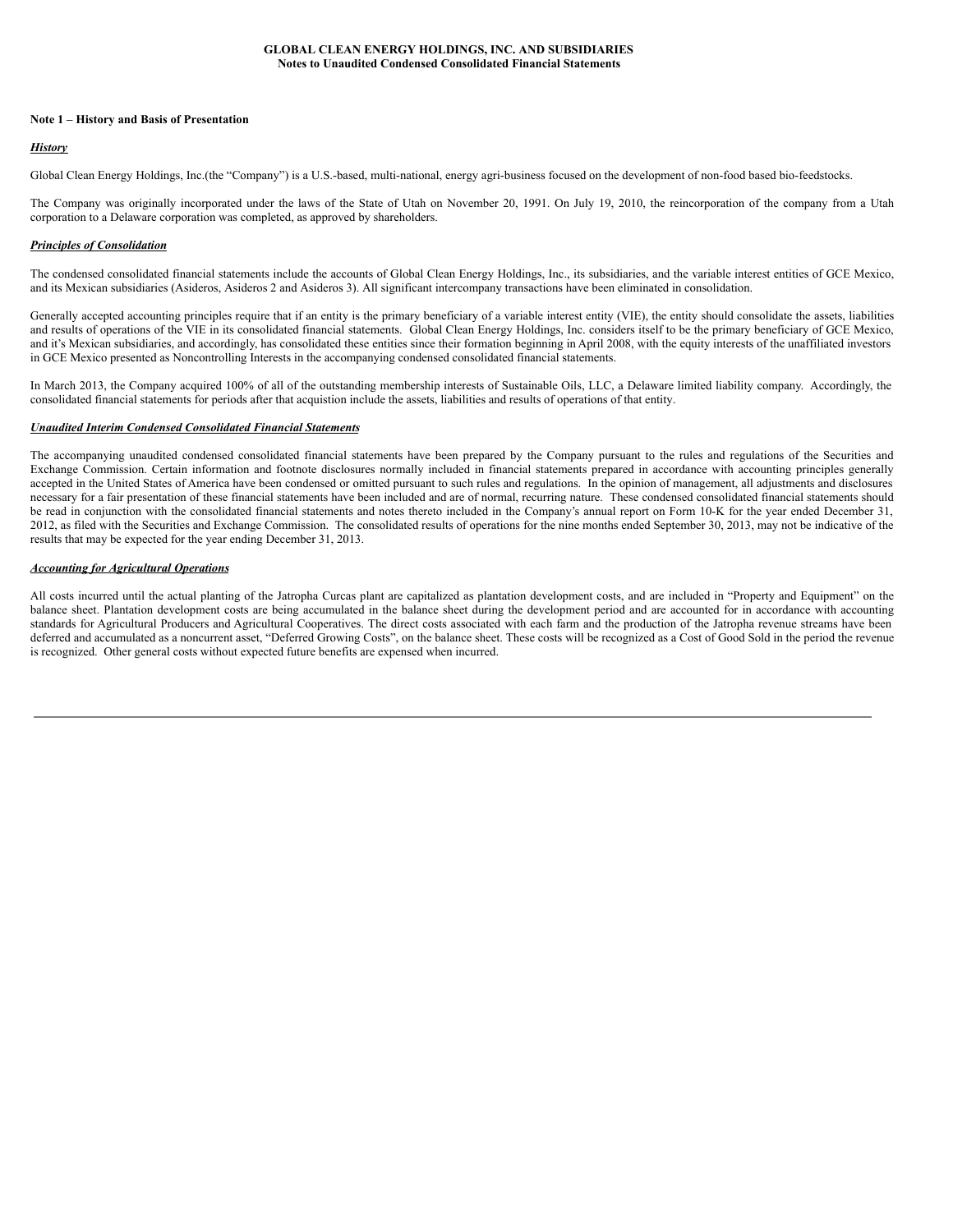**GLOBAL CLEAN ENERGY HOLDINGS, INC. AND SUBSIDIARIES**
**Notes to Unaudited Condensed Consolidated Financial Statements**

**Note 1 – History and Basis of Presentation**

***History***

Global Clean Energy Holdings, Inc.(the "Company") is a U.S.-based, multi-national, energy agri-business focused on the development of non-food based bio-feedstocks.

The Company was originally incorporated under the laws of the State of Utah on November 20, 1991. On July 19, 2010, the reincorporation of the company from a Utah corporation to a Delaware corporation was completed, as approved by shareholders.

***Principles of Consolidation***

The condensed consolidated financial statements include the accounts of Global Clean Energy Holdings, Inc., its subsidiaries, and the variable interest entities of GCE Mexico, and its Mexican subsidiaries (Asideros, Asideros 2 and Asideros 3). All significant intercompany transactions have been eliminated in consolidation.

Generally accepted accounting principles require that if an entity is the primary beneficiary of a variable interest entity (VIE), the entity should consolidate the assets, liabilities and results of operations of the VIE in its consolidated financial statements. Global Clean Energy Holdings, Inc. considers itself to be the primary beneficiary of GCE Mexico, and it's Mexican subsidiaries, and accordingly, has consolidated these entities since their formation beginning in April 2008, with the equity interests of the unaffiliated investors in GCE Mexico presented as Noncontrolling Interests in the accompanying condensed consolidated financial statements.

In March 2013, the Company acquired 100% of all of the outstanding membership interests of Sustainable Oils, LLC, a Delaware limited liability company. Accordingly, the consolidated financial statements for periods after that acquistion include the assets, liabilities and results of operations of that entity.

***Unaudited Interim Condensed Consolidated Financial Statements***

The accompanying unaudited condensed consolidated financial statements have been prepared by the Company pursuant to the rules and regulations of the Securities and Exchange Commission. Certain information and footnote disclosures normally included in financial statements prepared in accordance with accounting principles generally accepted in the United States of America have been condensed or omitted pursuant to such rules and regulations. In the opinion of management, all adjustments and disclosures necessary for a fair presentation of these financial statements have been included and are of normal, recurring nature. These condensed consolidated financial statements should be read in conjunction with the consolidated financial statements and notes thereto included in the Company's annual report on Form 10-K for the year ended December 31, 2012, as filed with the Securities and Exchange Commission. The consolidated results of operations for the nine months ended September 30, 2013, may not be indicative of the results that may be expected for the year ending December 31, 2013.

***Accounting for Agricultural Operations***

All costs incurred until the actual planting of the Jatropha Curcas plant are capitalized as plantation development costs, and are included in "Property and Equipment" on the balance sheet. Plantation development costs are being accumulated in the balance sheet during the development period and are accounted for in accordance with accounting standards for Agricultural Producers and Agricultural Cooperatives. The direct costs associated with each farm and the production of the Jatropha revenue streams have been deferred and accumulated as a noncurrent asset, "Deferred Growing Costs", on the balance sheet. These costs will be recognized as a Cost of Good Sold in the period the revenue is recognized. Other general costs without expected future benefits are expensed when incurred.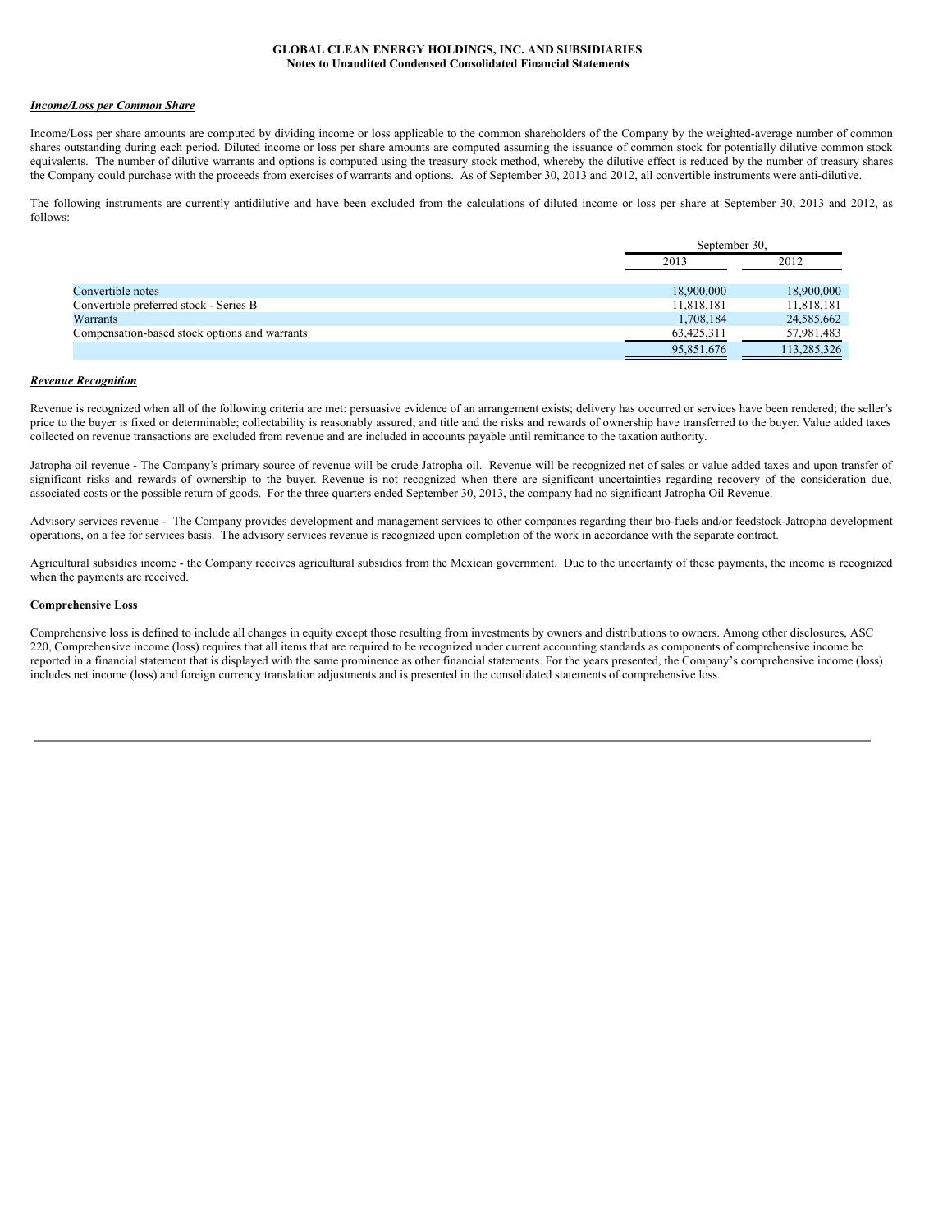***Income/Loss per Common Share***

Income/Loss per share amounts are computed by dividing income or loss applicable to the common shareholders of the Company by the weighted-average number of common shares outstanding during each period. Diluted income or loss per share amounts are computed assuming the issuance of common stock for potentially dilutive common stock equivalents. The number of dilutive warrants and options is computed using the treasury stock method, whereby the dilutive effect is reduced by the number of treasury shares the Company could purchase with the proceeds from exercises of warrants and options. As of September 30, 2013 and 2012, all convertible instruments were anti-dilutive.

The following instruments are currently antidilutive and have been excluded from the calculations of diluted income or loss per share at September 30, 2013 and 2012, as follows:

| | September 30, | |
|---|---|---|
| | 2013 | 2012 |
| Convertible notes | 18,900,000 | 18,900,000 |
| Convertible preferred stock - Series B | 11,818,181 | 11,818,181 |
| Warrants | 1,708,184 | 24,585,662 |
| Compensation-based stock options and warrants | 63,425,311 | 57,981,483 |
| | 95,851,676 | 113,285,326 |

***Revenue Recognition***

Revenue is recognized when all of the following criteria are met: persuasive evidence of an arrangement exists; delivery has occurred or services have been rendered; the seller's price to the buyer is fixed or determinable; collectability is reasonably assured; and title and the risks and rewards of ownership have transferred to the buyer. Value added taxes collected on revenue transactions are excluded from revenue and are included in accounts payable until remittance to the taxation authority.

Jatropha oil revenue - The Company's primary source of revenue will be crude Jatropha oil. Revenue will be recognized net of sales or value added taxes and upon transfer of significant risks and rewards of ownership to the buyer. Revenue is not recognized when there are significant uncertainties regarding recovery of the consideration due, associated costs or the possible return of goods. For the three quarters ended September 30, 2013, the company had no significant Jatropha Oil Revenue.

Advisory services revenue - The Company provides development and management services to other companies regarding their bio-fuels and/or feedstock-Jatropha development operations, on a fee for services basis. The advisory services revenue is recognized upon completion of the work in accordance with the separate contract.

Agricultural subsidies income - the Company receives agricultural subsidies from the Mexican government. Due to the uncertainty of these payments, the income is recognized when the payments are received.

**Comprehensive Loss**

Comprehensive loss is defined to include all changes in equity except those resulting from investments by owners and distributions to owners. Among other disclosures, ASC 220, Comprehensive income (loss) requires that all items that are required to be recognized under current accounting standards as components of comprehensive income be reported in a financial statement that is displayed with the same prominence as other financial statements. For the years presented, the Company's comprehensive income (loss) includes net income (loss) and foreign currency translation adjustments and is presented in the consolidated statements of comprehensive loss.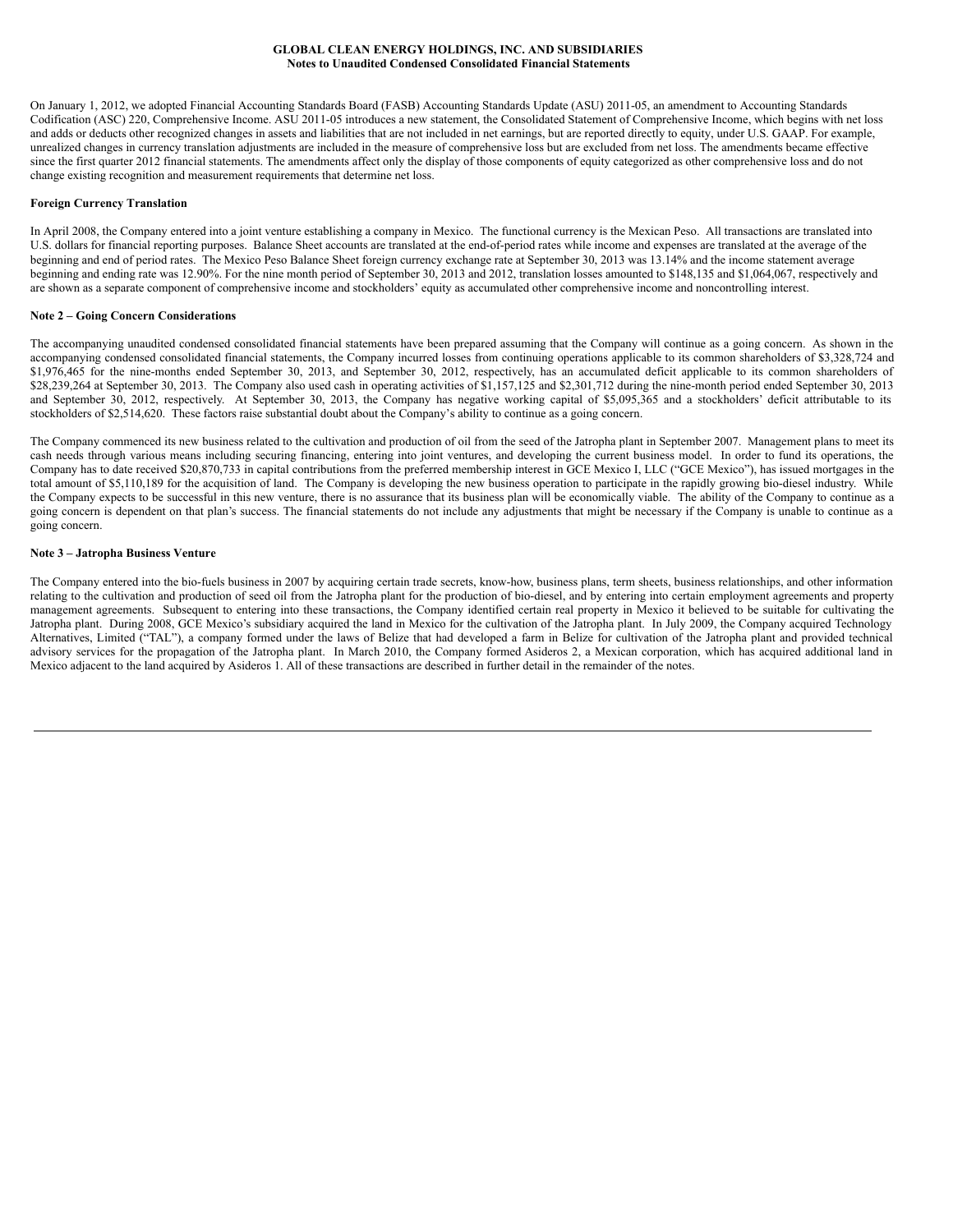On January 1, 2012, we adopted Financial Accounting Standards Board (FASB) Accounting Standards Update (ASU) 2011-05, an amendment to Accounting Standards Codification (ASC) 220, Comprehensive Income. ASU 2011-05 introduces a new statement, the Consolidated Statement of Comprehensive Income, which begins with net loss and adds or deducts other recognized changes in assets and liabilities that are not included in net earnings, but are reported directly to equity, under U.S. GAAP. For example, unrealized changes in currency translation adjustments are included in the measure of comprehensive loss but are excluded from net loss. The amendments became effective since the first quarter 2012 financial statements. The amendments affect only the display of those components of equity categorized as other comprehensive loss and do not change existing recognition and measurement requirements that determine net loss.

**Foreign Currency Translation**

In April 2008, the Company entered into a joint venture establishing a company in Mexico. The functional currency is the Mexican Peso. All transactions are translated into U.S. dollars for financial reporting purposes. Balance Sheet accounts are translated at the end-of-period rates while income and expenses are translated at the average of the beginning and end of period rates. The Mexico Peso Balance Sheet foreign currency exchange rate at September 30, 2013 was 13.14% and the income statement average beginning and ending rate was 12.90%. For the nine month period of September 30, 2013 and 2012, translation losses amounted to $148,135 and $1,064,067, respectively and are shown as a separate component of comprehensive income and stockholders' equity as accumulated other comprehensive income and noncontrolling interest.

**Note 2 – Going Concern Considerations**

The accompanying unaudited condensed consolidated financial statements have been prepared assuming that the Company will continue as a going concern. As shown in the accompanying condensed consolidated financial statements, the Company incurred losses from continuing operations applicable to its common shareholders of $3,328,724 and $1,976,465 for the nine-months ended September 30, 2013, and September 30, 2012, respectively, has an accumulated deficit applicable to its common shareholders of $28,239,264 at September 30, 2013. The Company also used cash in operating activities of $1,157,125 and $2,301,712 during the nine-month period ended September 30, 2013 and September 30, 2012, respectively. At September 30, 2013, the Company has negative working capital of $5,095,365 and a stockholders' deficit attributable to its stockholders of $2,514,620. These factors raise substantial doubt about the Company's ability to continue as a going concern.

The Company commenced its new business related to the cultivation and production of oil from the seed of the Jatropha plant in September 2007. Management plans to meet its cash needs through various means including securing financing, entering into joint ventures, and developing the current business model. In order to fund its operations, the Company has to date received $20,870,733 in capital contributions from the preferred membership interest in GCE Mexico I, LLC ("GCE Mexico"), has issued mortgages in the total amount of $5,110,189 for the acquisition of land. The Company is developing the new business operation to participate in the rapidly growing bio-diesel industry. While the Company expects to be successful in this new venture, there is no assurance that its business plan will be economically viable. The ability of the Company to continue as a going concern is dependent on that plan's success. The financial statements do not include any adjustments that might be necessary if the Company is unable to continue as a going concern.

**Note 3 – Jatropha Business Venture**

The Company entered into the bio-fuels business in 2007 by acquiring certain trade secrets, know-how, business plans, term sheets, business relationships, and other information relating to the cultivation and production of seed oil from the Jatropha plant for the production of bio-diesel, and by entering into certain employment agreements and property management agreements. Subsequent to entering into these transactions, the Company identified certain real property in Mexico it believed to be suitable for cultivating the Jatropha plant. During 2008, GCE Mexico's subsidiary acquired the land in Mexico for the cultivation of the Jatropha plant. In July 2009, the Company acquired Technology Alternatives, Limited ("TAL"), a company formed under the laws of Belize that had developed a farm in Belize for cultivation of the Jatropha plant and provided technical advisory services for the propagation of the Jatropha plant. In March 2010, the Company formed Asideros 2, a Mexican corporation, which has acquired additional land in Mexico adjacent to the land acquired by Asideros 1. All of these transactions are described in further detail in the remainder of the notes.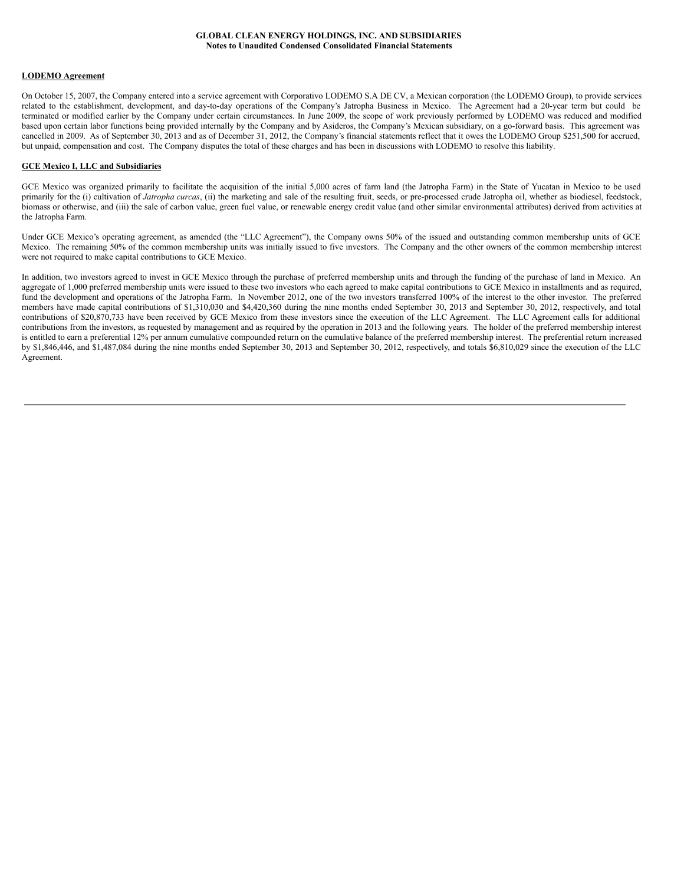**GLOBAL CLEAN ENERGY HOLDINGS, INC. AND SUBSIDIARIES**
**Notes to Unaudited Condensed Consolidated Financial Statements**

**LODEMO Agreement**

On October 15, 2007, the Company entered into a service agreement with Corporativo LODEMO S.A DE CV, a Mexican corporation (the LODEMO Group), to provide services related to the establishment, development, and day-to-day operations of the Company's Jatropha Business in Mexico. The Agreement had a 20-year term but could be terminated or modified earlier by the Company under certain circumstances. In June 2009, the scope of work previously performed by LODEMO was reduced and modified based upon certain labor functions being provided internally by the Company and by Asideros, the Company's Mexican subsidiary, on a go-forward basis. This agreement was cancelled in 2009. As of September 30, 2013 and as of December 31, 2012, the Company's financial statements reflect that it owes the LODEMO Group $251,500 for accrued, but unpaid, compensation and cost. The Company disputes the total of these charges and has been in discussions with LODEMO to resolve this liability.

**GCE Mexico I, LLC and Subsidiaries**

GCE Mexico was organized primarily to facilitate the acquisition of the initial 5,000 acres of farm land (the Jatropha Farm) in the State of Yucatan in Mexico to be used primarily for the (i) cultivation of *Jatropha curcas*, (ii) the marketing and sale of the resulting fruit, seeds, or pre-processed crude Jatropha oil, whether as biodiesel, feedstock, biomass or otherwise, and (iii) the sale of carbon value, green fuel value, or renewable energy credit value (and other similar environmental attributes) derived from activities at the Jatropha Farm.

Under GCE Mexico's operating agreement, as amended (the "LLC Agreement"), the Company owns 50% of the issued and outstanding common membership units of GCE Mexico. The remaining 50% of the common membership units was initially issued to five investors. The Company and the other owners of the common membership interest were not required to make capital contributions to GCE Mexico.

In addition, two investors agreed to invest in GCE Mexico through the purchase of preferred membership units and through the funding of the purchase of land in Mexico. An aggregate of 1,000 preferred membership units were issued to these two investors who each agreed to make capital contributions to GCE Mexico in installments and as required, fund the development and operations of the Jatropha Farm. In November 2012, one of the two investors transferred 100% of the interest to the other investor. The preferred members have made capital contributions of $1,310,030 and $4,420,360 during the nine months ended September 30, 2013 and September 30, 2012, respectively, and total contributions of $20,870,733 have been received by GCE Mexico from these investors since the execution of the LLC Agreement. The LLC Agreement calls for additional contributions from the investors, as requested by management and as required by the operation in 2013 and the following years. The holder of the preferred membership interest is entitled to earn a preferential 12% per annum cumulative compounded return on the cumulative balance of the preferred membership interest. The preferential return increased by $1,846,446, and $1,487,084 during the nine months ended September 30, 2013 and September 30, 2012, respectively, and totals $6,810,029 since the execution of the LLC Agreement.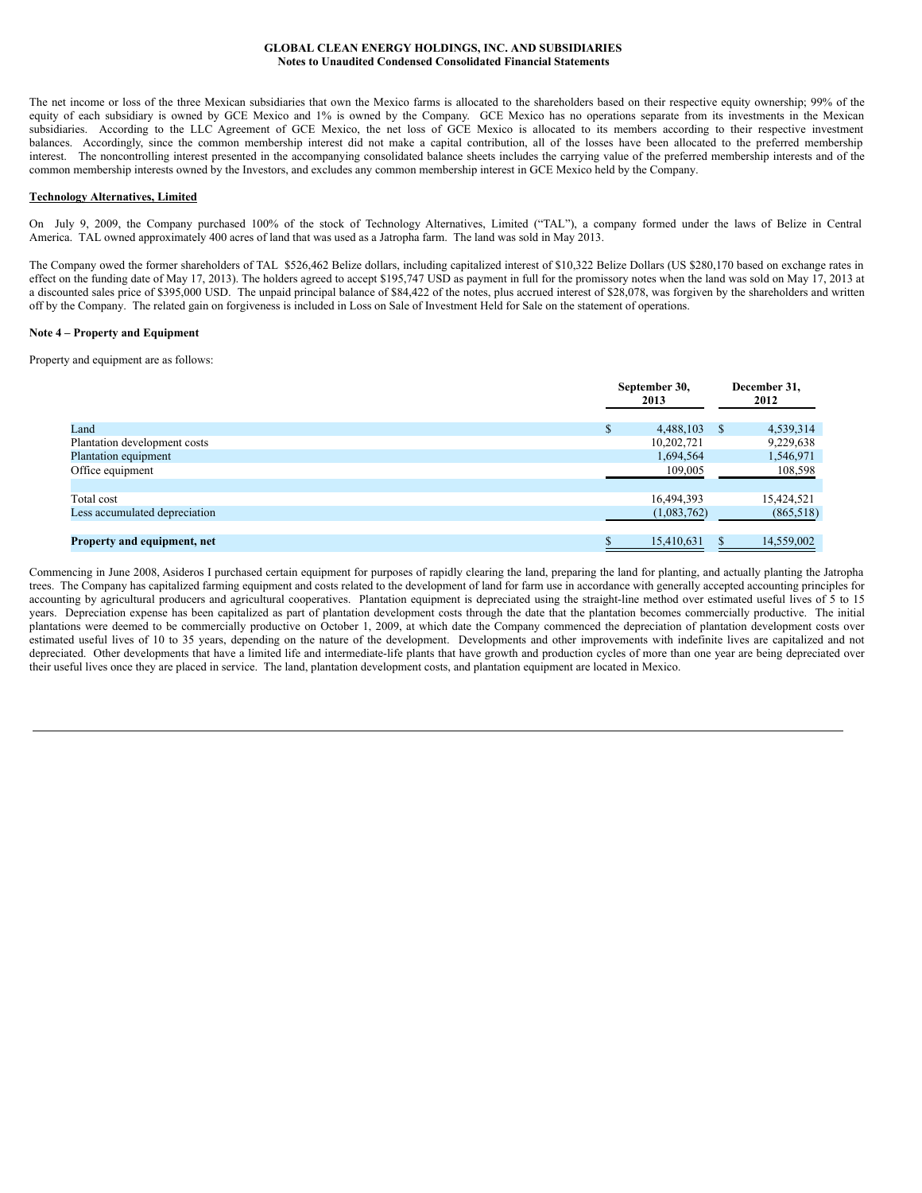The net income or loss of the three Mexican subsidiaries that own the Mexico farms is allocated to the shareholders based on their respective equity ownership; 99% of the equity of each subsidiary is owned by GCE Mexico and 1% is owned by the Company. GCE Mexico has no operations separate from its investments in the Mexican subsidiaries. According to the LLC Agreement of GCE Mexico, the net loss of GCE Mexico is allocated to its members according to their respective investment balances. Accordingly, since the common membership interest did not make a capital contribution, all of the losses have been allocated to the preferred membership interest. The noncontrolling interest presented in the accompanying consolidated balance sheets includes the carrying value of the preferred membership interests and of the common membership interests owned by the Investors, and excludes any common membership interest in GCE Mexico held by the Company.

**Technology Alternatives, Limited**

On July 9, 2009, the Company purchased 100% of the stock of Technology Alternatives, Limited ("TAL"), a company formed under the laws of Belize in Central America. TAL owned approximately 400 acres of land that was used as a Jatropha farm. The land was sold in May 2013.

The Company owed the former shareholders of TAL $526,462 Belize dollars, including capitalized interest of $10,322 Belize Dollars (US $280,170 based on exchange rates in effect on the funding date of May 17, 2013). The holders agreed to accept $195,747 USD as payment in full for the promissory notes when the land was sold on May 17, 2013 at a discounted sales price of $395,000 USD. The unpaid principal balance of $84,422 of the notes, plus accrued interest of $28,078, was forgiven by the shareholders and written off by the Company. The related gain on forgiveness is included in Loss on Sale of Investment Held for Sale on the statement of operations.

**Note 4 – Property and Equipment**

Property and equipment are as follows:

| | September 30, 2013 | December 31, 2012 |
|---|---|---|
| Land | $ 4,488,103 | $ 4,539,314 |
| Plantation development costs | 10,202,721 | 9,229,638 |
| Plantation equipment | 1,694,564 | 1,546,971 |
| Office equipment | 109,005 | 108,598 |
| Total cost | 16,494,393 | 15,424,521 |
| Less accumulated depreciation | (1,083,762) | (865,518) |
| **Property and equipment, net** | $ 15,410,631 | $ 14,559,002 |

Commencing in June 2008, Asideros I purchased certain equipment for purposes of rapidly clearing the land, preparing the land for planting, and actually planting the Jatropha trees. The Company has capitalized farming equipment and costs related to the development of land for farm use in accordance with generally accepted accounting principles for accounting by agricultural producers and agricultural cooperatives. Plantation equipment is depreciated using the straight-line method over estimated useful lives of 5 to 15 years. Depreciation expense has been capitalized as part of plantation development costs through the date that the plantation becomes commercially productive. The initial plantations were deemed to be commercially productive on October 1, 2009, at which date the Company commenced the depreciation of plantation development costs over estimated useful lives of 10 to 35 years, depending on the nature of the development. Developments and other improvements with indefinite lives are capitalized and not depreciated. Other developments that have a limited life and intermediate-life plants that have growth and production cycles of more than one year are being depreciated over their useful lives once they are placed in service. The land, plantation development costs, and plantation equipment are located in Mexico.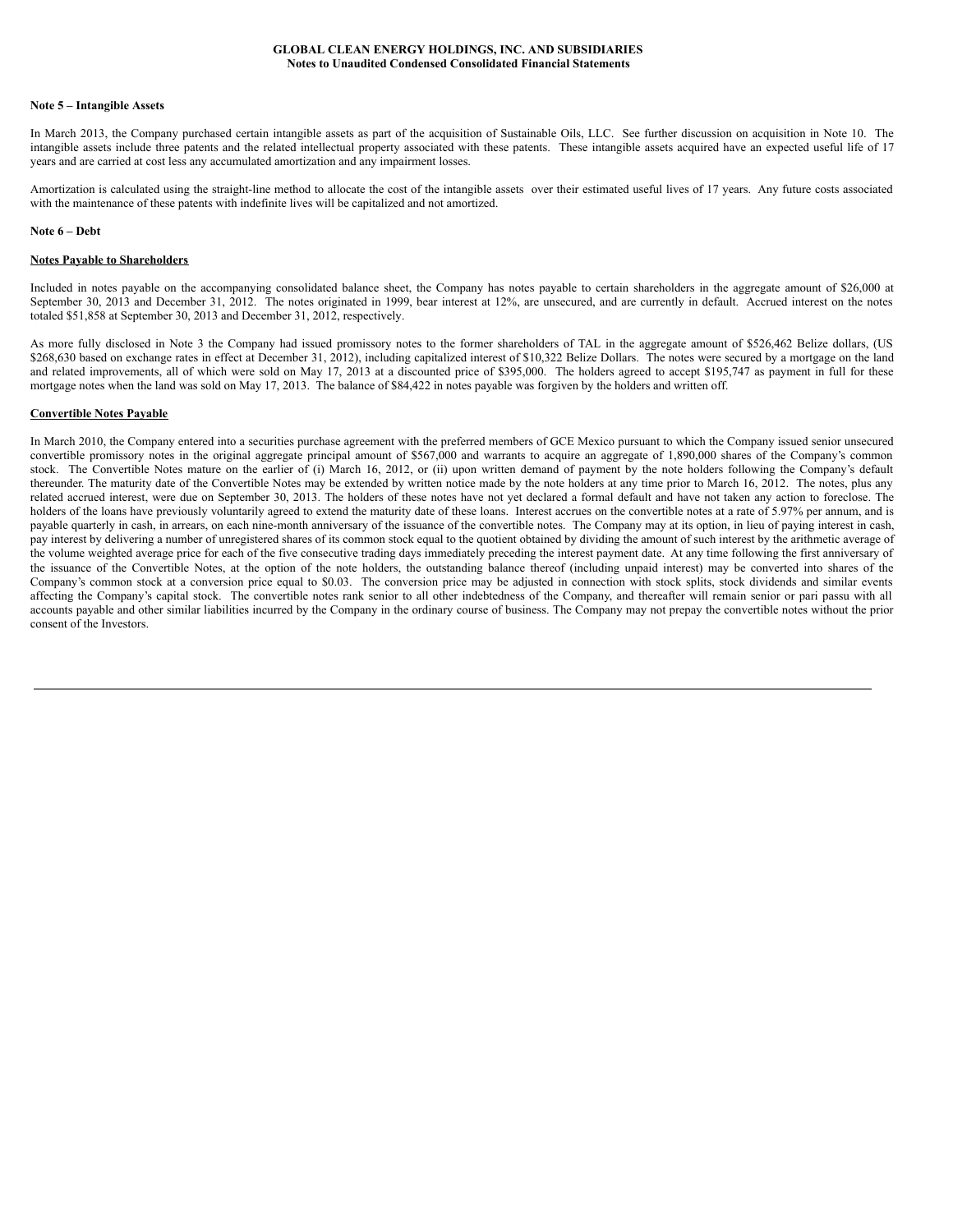**Note 5 – Intangible Assets**

In March 2013, the Company purchased certain intangible assets as part of the acquisition of Sustainable Oils, LLC. See further discussion on acquisition in Note 10. The intangible assets include three patents and the related intellectual property associated with these patents. These intangible assets acquired have an expected useful life of 17 years and are carried at cost less any accumulated amortization and any impairment losses.

Amortization is calculated using the straight-line method to allocate the cost of the intangible assets over their estimated useful lives of 17 years. Any future costs associated with the maintenance of these patents with indefinite lives will be capitalized and not amortized.

**Note 6 – Debt**

**Notes Payable to Shareholders**

Included in notes payable on the accompanying consolidated balance sheet, the Company has notes payable to certain shareholders in the aggregate amount of $26,000 at September 30, 2013 and December 31, 2012. The notes originated in 1999, bear interest at 12%, are unsecured, and are currently in default. Accrued interest on the notes totaled $51,858 at September 30, 2013 and December 31, 2012, respectively.

As more fully disclosed in Note 3 the Company had issued promissory notes to the former shareholders of TAL in the aggregate amount of $526,462 Belize dollars, (US $268,630 based on exchange rates in effect at December 31, 2012), including capitalized interest of $10,322 Belize Dollars. The notes were secured by a mortgage on the land and related improvements, all of which were sold on May 17, 2013 at a discounted price of $395,000. The holders agreed to accept $195,747 as payment in full for these mortgage notes when the land was sold on May 17, 2013. The balance of $84,422 in notes payable was forgiven by the holders and written off.

**Convertible Notes Payable**

In March 2010, the Company entered into a securities purchase agreement with the preferred members of GCE Mexico pursuant to which the Company issued senior unsecured convertible promissory notes in the original aggregate principal amount of $567,000 and warrants to acquire an aggregate of 1,890,000 shares of the Company's common stock. The Convertible Notes mature on the earlier of (i) March 16, 2012, or (ii) upon written demand of payment by the note holders following the Company's default thereunder. The maturity date of the Convertible Notes may be extended by written notice made by the note holders at any time prior to March 16, 2012. The notes, plus any related accrued interest, were due on September 30, 2013. The holders of these notes have not yet declared a formal default and have not taken any action to foreclose. The holders of the loans have previously voluntarily agreed to extend the maturity date of these loans. Interest accrues on the convertible notes at a rate of 5.97% per annum, and is payable quarterly in cash, in arrears, on each nine-month anniversary of the issuance of the convertible notes. The Company may at its option, in lieu of paying interest in cash, pay interest by delivering a number of unregistered shares of its common stock equal to the quotient obtained by dividing the amount of such interest by the arithmetic average of the volume weighted average price for each of the five consecutive trading days immediately preceding the interest payment date. At any time following the first anniversary of the issuance of the Convertible Notes, at the option of the note holders, the outstanding balance thereof (including unpaid interest) may be converted into shares of the Company's common stock at a conversion price equal to $0.03. The conversion price may be adjusted in connection with stock splits, stock dividends and similar events affecting the Company's capital stock. The convertible notes rank senior to all other indebtedness of the Company, and thereafter will remain senior or pari passu with all accounts payable and other similar liabilities incurred by the Company in the ordinary course of business. The Company may not prepay the convertible notes without the prior consent of the Investors.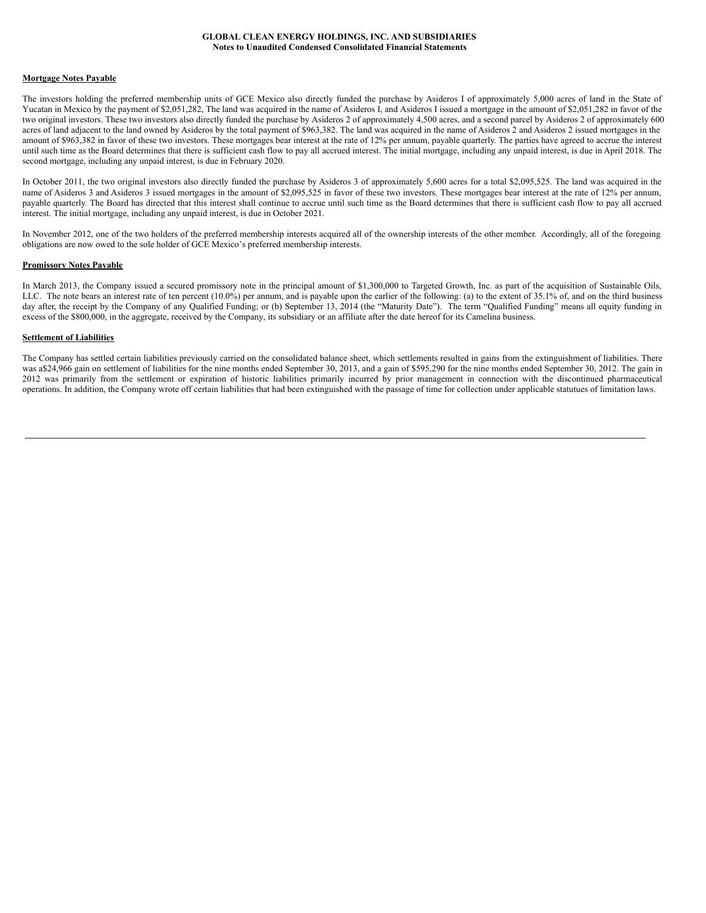**Mortgage Notes Payable**

The investors holding the preferred membership units of GCE Mexico also directly funded the purchase by Asideros I of approximately 5,000 acres of land in the State of Yucatan in Mexico by the payment of $2,051,282, The land was acquired in the name of Asideros I, and Asideros I issued a mortgage in the amount of $2,051,282 in favor of the two original investors. These two investors also directly funded the purchase by Asideros 2 of approximately 4,500 acres, and a second parcel by Asideros 2 of approximately 600 acres of land adjacent to the land owned by Asideros by the total payment of $963,382. The land was acquired in the name of Asideros 2 and Asideros 2 issued mortgages in the amount of $963,382 in favor of these two investors. These mortgages bear interest at the rate of 12% per annum, payable quarterly. The parties have agreed to accrue the interest until such time as the Board determines that there is sufficient cash flow to pay all accrued interest. The initial mortgage, including any unpaid interest, is due in April 2018. The second mortgage, including any unpaid interest, is due in February 2020.

In October 2011, the two original investors also directly funded the purchase by Asideros 3 of approximately 5,600 acres for a total $2,095,525. The land was acquired in the name of Asideros 3 and Asideros 3 issued mortgages in the amount of $2,095,525 in favor of these two investors. These mortgages bear interest at the rate of 12% per annum, payable quarterly. The Board has directed that this interest shall continue to accrue until such time as the Board determines that there is sufficient cash flow to pay all accrued interest. The initial mortgage, including any unpaid interest, is due in October 2021.

In November 2012, one of the two holders of the preferred membership interests acquired all of the ownership interests of the other member. Accordingly, all of the foregoing obligations are now owed to the sole holder of GCE Mexico's preferred membership interests.

**Promissory Notes Payable**

In March 2013, the Company issued a secured promissory note in the principal amount of $1,300,000 to Targeted Growth, Inc. as part of the acquisition of Sustainable Oils, LLC. The note bears an interest rate of ten percent (10.0%) per annum, and is payable upon the earlier of the following: (a) to the extent of 35.1% of, and on the third business day after, the receipt by the Company of any Qualified Funding; or (b) September 13, 2014 (the "Maturity Date"). The term "Qualified Funding" means all equity funding in excess of the $800,000, in the aggregate, received by the Company, its subsidiary or an affiliate after the date hereof for its Camelina business.

**Settlement of Liabilities**

The Company has settled certain liabilities previously carried on the consolidated balance sheet, which settlements resulted in gains from the extinguishment of liabilities. There was a$24,966 gain on settlement of liabilities for the nine months ended September 30, 2013, and a gain of $595,290 for the nine months ended September 30, 2012. The gain in 2012 was primarily from the settlement or expiration of historic liabilities primarily incurred by prior management in connection with the discontinued pharmaceutical operations. In addition, the Company wrote off certain liabilities that had been extinguished with the passage of time for collection under applicable statutues of limitation laws.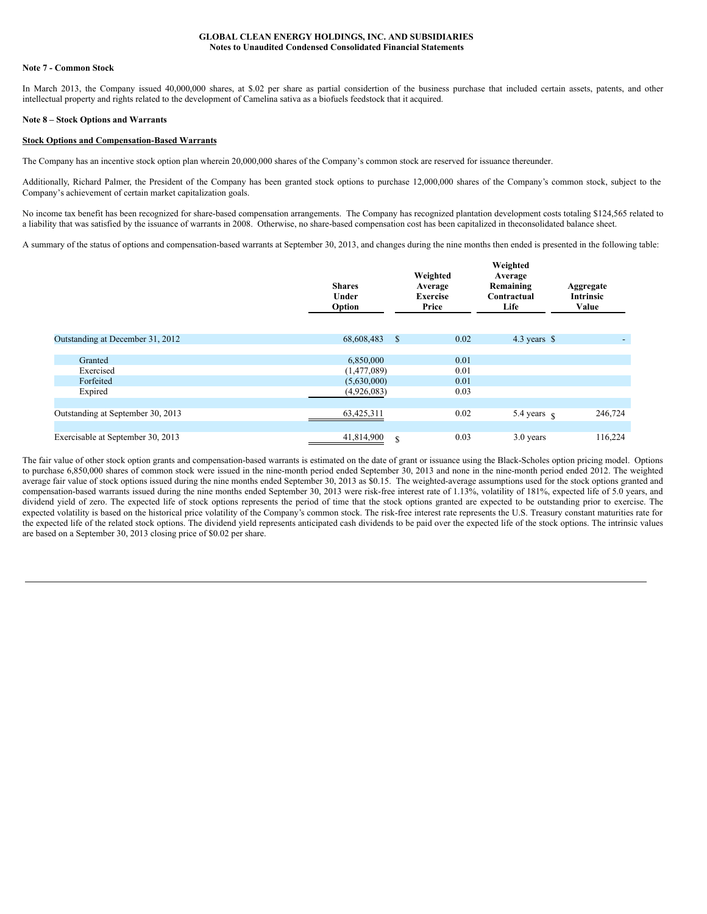**GLOBAL CLEAN ENERGY HOLDINGS, INC. AND SUBSIDIARIES**
**Notes to Unaudited Condensed Consolidated Financial Statements**

**Note 7 - Common Stock**

In March 2013, the Company issued 40,000,000 shares, at $.02 per share as partial considertion of the business purchase that included certain assets, patents, and other intellectual property and rights related to the development of Camelina sativa as a biofuels feedstock that it acquired.

**Note 8 – Stock Options and Warrants**

**Stock Options and Compensation-Based Warrants**

The Company has an incentive stock option plan wherein 20,000,000 shares of the Company's common stock are reserved for issuance thereunder.

Additionally, Richard Palmer, the President of the Company has been granted stock options to purchase 12,000,000 shares of the Company's common stock, subject to the Company's achievement of certain market capitalization goals.

No income tax benefit has been recognized for share-based compensation arrangements. The Company has recognized plantation development costs totaling $124,565 related to a liability that was satisfied by the issuance of warrants in 2008. Otherwise, no share-based compensation cost has been capitalized in theconsolidated balance sheet.

A summary of the status of options and compensation-based warrants at September 30, 2013, and changes during the nine months then ended is presented in the following table:

| | Shares Under Option | Weighted Average Exercise Price | Weighted Average Remaining Contractual Life | Aggregate Intrinsic Value |
|---|---|---|---|---|
| Outstanding at December 31, 2012 | 68,608,483 | $ 0.02 | 4.3 years | $ - |
| Granted | 6,850,000 | 0.01 | | |
| Exercised | (1,477,089) | 0.01 | | |
| Forfeited | (5,630,000) | 0.01 | | |
| Expired | (4,926,083) | 0.03 | | |
| Outstanding at September 30, 2013 | 63,425,311 | 0.02 | 5.4 years | $ 246,724 |
| Exercisable at September 30, 2013 | 41,814,900 | $ 0.03 | 3.0 years | 116,224 |

The fair value of other stock option grants and compensation-based warrants is estimated on the date of grant or issuance using the Black-Scholes option pricing model. Options to purchase 6,850,000 shares of common stock were issued in the nine-month period ended September 30, 2013 and none in the nine-month period ended 2012. The weighted average fair value of stock options issued during the nine months ended September 30, 2013 as $0.15. The weighted-average assumptions used for the stock options granted and compensation-based warrants issued during the nine months ended September 30, 2013 were risk-free interest rate of 1.13%, volatility of 181%, expected life of 5.0 years, and dividend yield of zero. The expected life of stock options represents the period of time that the stock options granted are expected to be outstanding prior to exercise. The expected volatility is based on the historical price volatility of the Company's common stock. The risk-free interest rate represents the U.S. Treasury constant maturities rate for the expected life of the related stock options. The dividend yield represents anticipated cash dividends to be paid over the expected life of the stock options. The intrinsic values are based on a September 30, 2013 closing price of $0.02 per share.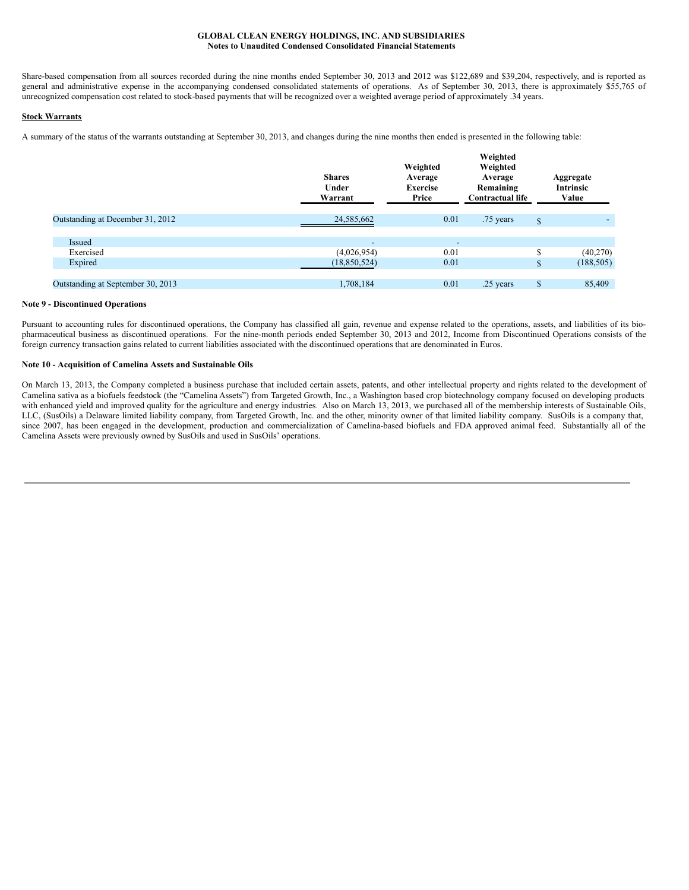Share-based compensation from all sources recorded during the nine months ended September 30, 2013 and 2012 was $122,689 and $39,204, respectively, and is reported as general and administrative expense in the accompanying condensed consolidated statements of operations. As of September 30, 2013, there is approximately $55,765 of unrecognized compensation cost related to stock-based payments that will be recognized over a weighted average period of approximately .34 years.

**Stock Warrants**

A summary of the status of the warrants outstanding at September 30, 2013, and changes during the nine months then ended is presented in the following table:

| | Shares Under Warrant | Weighted Average Exercise Price | Weighted Weighted Average Remaining Contractual life | Aggregate Intrinsic Value |
|---|---|---|---|---|
| Outstanding at December 31, 2012 | 24,585,662 | 0.01 | .75 years | $ - |
| Issued | - | - | | |
| Exercised | (4,026,954) | 0.01 | | $ (40,270) |
| Expired | (18,850,524) | 0.01 | | $ (188,505) |
| Outstanding at September 30, 2013 | 1,708,184 | 0.01 | .25 years | $ 85,409 |

**Note 9 - Discontinued Operations**

Pursuant to accounting rules for discontinued operations, the Company has classified all gain, revenue and expense related to the operations, assets, and liabilities of its bio-pharmaceutical business as discontinued operations. For the nine-month periods ended September 30, 2013 and 2012, Income from Discontinued Operations consists of the foreign currency transaction gains related to current liabilities associated with the discontinued operations that are denominated in Euros.

**Note 10 - Acquisition of Camelina Assets and Sustainable Oils**

On March 13, 2013, the Company completed a business purchase that included certain assets, patents, and other intellectual property and rights related to the development of Camelina sativa as a biofuels feedstock (the "Camelina Assets") from Targeted Growth, Inc., a Washington based crop biotechnology company focused on developing products with enhanced yield and improved quality for the agriculture and energy industries. Also on March 13, 2013, we purchased all of the membership interests of Sustainable Oils, LLC, (SusOils) a Delaware limited liability company, from Targeted Growth, Inc. and the other, minority owner of that limited liability company. SusOils is a company that, since 2007, has been engaged in the development, production and commercialization of Camelina-based biofuels and FDA approved animal feed. Substantially all of the Camelina Assets were previously owned by SusOils and used in SusOils' operations.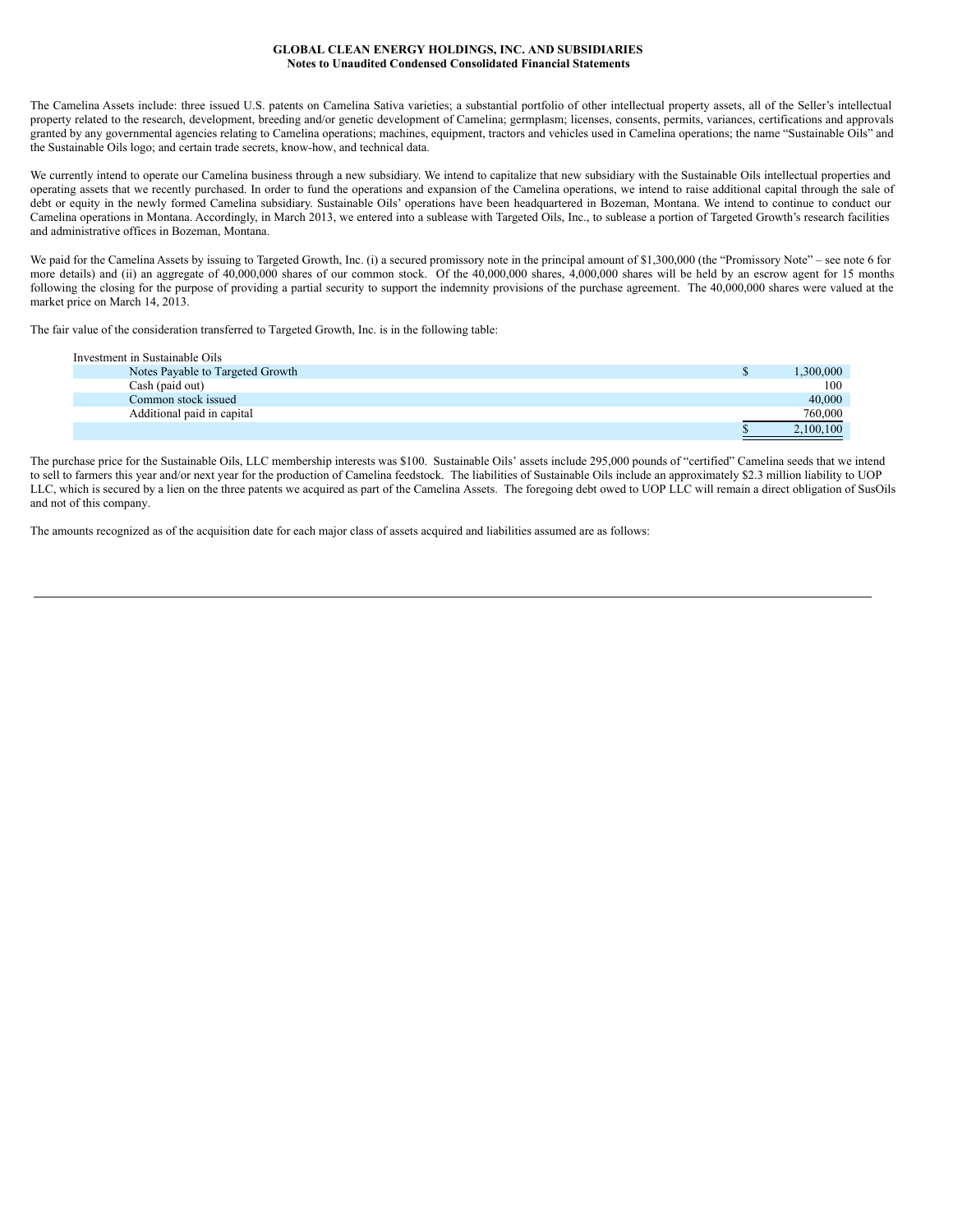The Camelina Assets include: three issued U.S. patents on Camelina Sativa varieties; a substantial portfolio of other intellectual property assets, all of the Seller's intellectual property related to the research, development, breeding and/or genetic development of Camelina; germplasm; licenses, consents, permits, variances, certifications and approvals granted by any governmental agencies relating to Camelina operations; machines, equipment, tractors and vehicles used in Camelina operations; the name "Sustainable Oils" and the Sustainable Oils logo; and certain trade secrets, know-how, and technical data.

We currently intend to operate our Camelina business through a new subsidiary. We intend to capitalize that new subsidiary with the Sustainable Oils intellectual properties and operating assets that we recently purchased. In order to fund the operations and expansion of the Camelina operations, we intend to raise additional capital through the sale of debt or equity in the newly formed Camelina subsidiary. Sustainable Oils' operations have been headquartered in Bozeman, Montana. We intend to continue to conduct our Camelina operations in Montana. Accordingly, in March 2013, we entered into a sublease with Targeted Oils, Inc., to sublease a portion of Targeted Growth's research facilities and administrative offices in Bozeman, Montana.

We paid for the Camelina Assets by issuing to Targeted Growth, Inc. (i) a secured promissory note in the principal amount of $1,300,000 (the "Promissory Note" – see note 6 for more details) and (ii) an aggregate of 40,000,000 shares of our common stock. Of the 40,000,000 shares, 4,000,000 shares will be held by an escrow agent for 15 months following the closing for the purpose of providing a partial security to support the indemnity provisions of the purchase agreement. The 40,000,000 shares were valued at the market price on March 14, 2013.

The fair value of the consideration transferred to Targeted Growth, Inc. is in the following table:

| Investment in Sustainable Oils | |
|---|---|
| Notes Payable to Targeted Growth | $ 1,300,000 |
| Cash (paid out) | 100 |
| Common stock issued | 40,000 |
| Additional paid in capital | 760,000 |
| | $ 2,100,100 |

The purchase price for the Sustainable Oils, LLC membership interests was $100. Sustainable Oils' assets include 295,000 pounds of "certified" Camelina seeds that we intend to sell to farmers this year and/or next year for the production of Camelina feedstock. The liabilities of Sustainable Oils include an approximately $2.3 million liability to UOP LLC, which is secured by a lien on the three patents we acquired as part of the Camelina Assets. The foregoing debt owed to UOP LLC will remain a direct obligation of SusOils and not of this company.

The amounts recognized as of the acquisition date for each major class of assets acquired and liabilities assumed are as follows: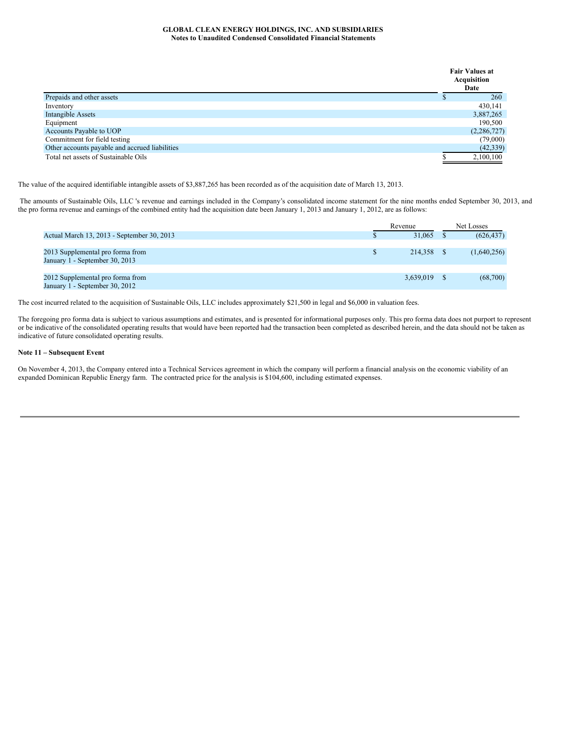**GLOBAL CLEAN ENERGY HOLDINGS, INC. AND SUBSIDIARIES**
**Notes to Unaudited Condensed Consolidated Financial Statements**

| | Fair Values at Acquisition Date |
|---|---|
| Prepaids and other assets | $ 260 |
| Inventory | 430,141 |
| Intangible Assets | 3,887,265 |
| Equipment | 190,500 |
| Accounts Payable to UOP | (2,286,727) |
| Commitment for field testing | (79,000) |
| Other accounts payable and accrued liabilities | (42,339) |
| Total net assets of Sustainable Oils | $ 2,100,100 |

The value of the acquired identifiable intangible assets of $3,887,265 has been recorded as of the acquisition date of March 13, 2013.

The amounts of Sustainable Oils, LLC 's revenue and earnings included in the Company's consolidated income statement for the nine months ended September 30, 2013, and the pro forma revenue and earnings of the combined entity had the acquisition date been January 1, 2013 and January 1, 2012, are as follows:

| | Revenue | Net Losses |
|---|---|---|
| Actual March 13, 2013 - September 30, 2013 | $ 31,065 | $ (626,437) |
| 2013 Supplemental pro forma from January 1 - September 30, 2013 | $ 214,358 | $ (1,640,256) |
| 2012 Supplemental pro forma from January 1 - September 30, 2012 | 3,639,019 | $ (68,700) |

The cost incurred related to the acquisition of Sustainable Oils, LLC includes approximately $21,500 in legal and $6,000 in valuation fees.

The foregoing pro forma data is subject to various assumptions and estimates, and is presented for informational purposes only. This pro forma data does not purport to represent or be indicative of the consolidated operating results that would have been reported had the transaction been completed as described herein, and the data should not be taken as indicative of future consolidated operating results.

**Note 11 – Subsequent Event**

On November 4, 2013, the Company entered into a Technical Services agreement in which the company will perform a financial analysis on the economic viability of an expanded Dominican Republic Energy farm. The contracted price for the analysis is $104,600, including estimated expenses.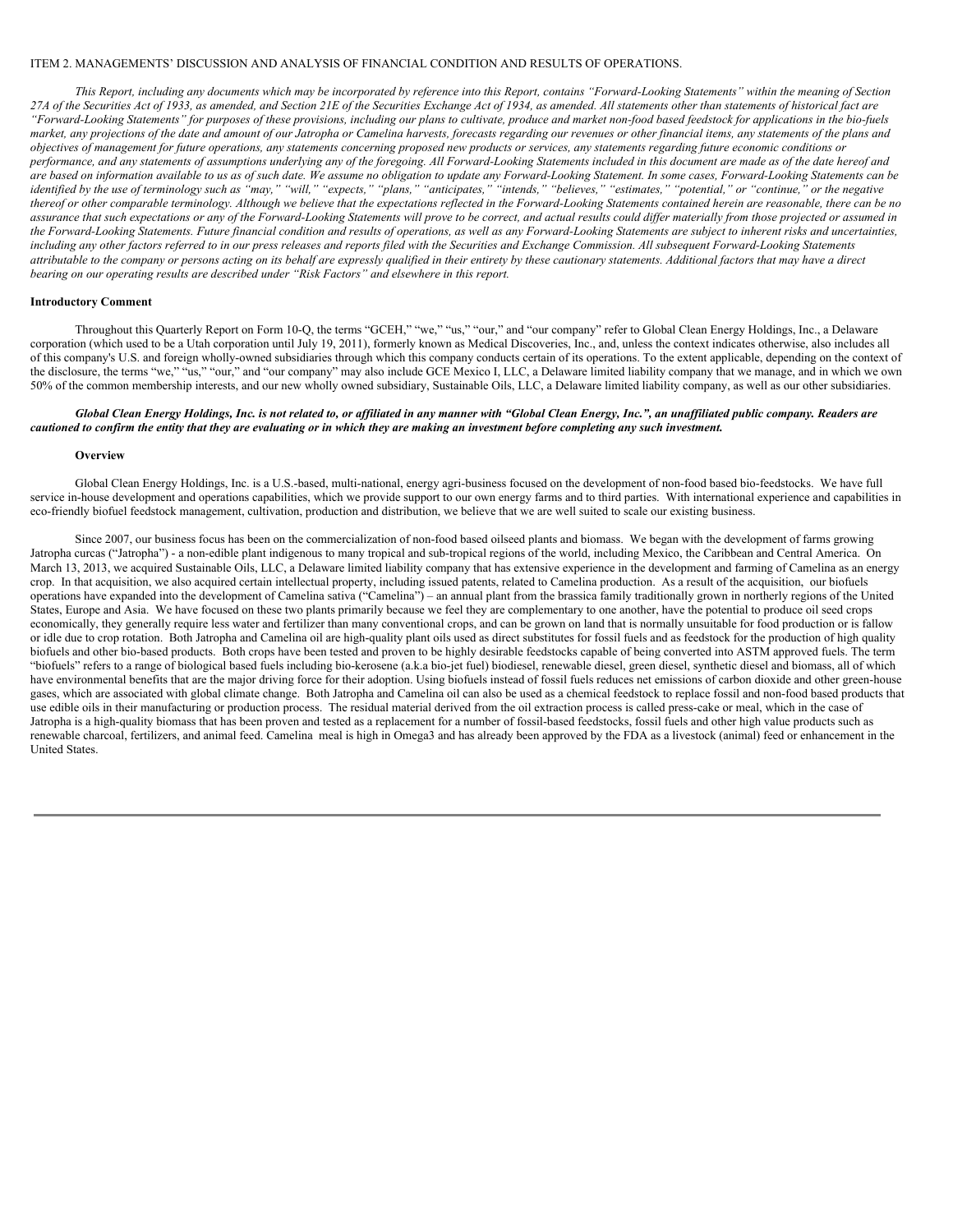ITEM 2. MANAGEMENTS' DISCUSSION AND ANALYSIS OF FINANCIAL CONDITION AND RESULTS OF OPERATIONS.

*This Report, including any documents which may be incorporated by reference into this Report, contains "Forward-Looking Statements" within the meaning of Section 27A of the Securities Act of 1933, as amended, and Section 21E of the Securities Exchange Act of 1934, as amended. All statements other than statements of historical fact are "Forward-Looking Statements" for purposes of these provisions, including our plans to cultivate, produce and market non-food based feedstock for applications in the bio-fuels market, any projections of the date and amount of our Jatropha or Camelina harvests, forecasts regarding our revenues or other financial items, any statements of the plans and objectives of management for future operations, any statements concerning proposed new products or services, any statements regarding future economic conditions or performance, and any statements of assumptions underlying any of the foregoing. All Forward-Looking Statements included in this document are made as of the date hereof and are based on information available to us as of such date. We assume no obligation to update any Forward-Looking Statement. In some cases, Forward-Looking Statements can be identified by the use of terminology such as "may," "will," "expects," "plans," "anticipates," "intends," "believes," "estimates," "potential," or "continue," or the negative thereof or other comparable terminology. Although we believe that the expectations reflected in the Forward-Looking Statements contained herein are reasonable, there can be no assurance that such expectations or any of the Forward-Looking Statements will prove to be correct, and actual results could differ materially from those projected or assumed in the Forward-Looking Statements. Future financial condition and results of operations, as well as any Forward-Looking Statements are subject to inherent risks and uncertainties, including any other factors referred to in our press releases and reports filed with the Securities and Exchange Commission. All subsequent Forward-Looking Statements attributable to the company or persons acting on its behalf are expressly qualified in their entirety by these cautionary statements. Additional factors that may have a direct bearing on our operating results are described under "Risk Factors" and elsewhere in this report.*

**Introductory Comment**

Throughout this Quarterly Report on Form 10-Q, the terms "GCEH," "we," "us," "our," and "our company" refer to Global Clean Energy Holdings, Inc., a Delaware corporation (which used to be a Utah corporation until July 19, 2011), formerly known as Medical Discoveries, Inc., and, unless the context indicates otherwise, also includes all of this company's U.S. and foreign wholly-owned subsidiaries through which this company conducts certain of its operations. To the extent applicable, depending on the context of the disclosure, the terms "we," "us," "our," and "our company" may also include GCE Mexico I, LLC, a Delaware limited liability company that we manage, and in which we own 50% of the common membership interests, and our new wholly owned subsidiary, Sustainable Oils, LLC, a Delaware limited liability company, as well as our other subsidiaries.

***Global Clean Energy Holdings, Inc. is not related to, or affiliated in any manner with "Global Clean Energy, Inc.", an unaffiliated public company. Readers are cautioned to confirm the entity that they are evaluating or in which they are making an investment before completing any such investment.***

**Overview**

Global Clean Energy Holdings, Inc. is a U.S.-based, multi-national, energy agri-business focused on the development of non-food based bio-feedstocks. We have full service in-house development and operations capabilities, which we provide support to our own energy farms and to third parties. With international experience and capabilities in eco-friendly biofuel feedstock management, cultivation, production and distribution, we believe that we are well suited to scale our existing business.

Since 2007, our business focus has been on the commercialization of non-food based oilseed plants and biomass. We began with the development of farms growing Jatropha curcas ("Jatropha") - a non-edible plant indigenous to many tropical and sub-tropical regions of the world, including Mexico, the Caribbean and Central America. On March 13, 2013, we acquired Sustainable Oils, LLC, a Delaware limited liability company that has extensive experience in the development and farming of Camelina as an energy crop. In that acquisition, we also acquired certain intellectual property, including issued patents, related to Camelina production. As a result of the acquisition, our biofuels operations have expanded into the development of Camelina sativa ("Camelina") – an annual plant from the brassica family traditionally grown in northerly regions of the United States, Europe and Asia. We have focused on these two plants primarily because we feel they are complementary to one another, have the potential to produce oil seed crops economically, they generally require less water and fertilizer than many conventional crops, and can be grown on land that is normally unsuitable for food production or is fallow or idle due to crop rotation. Both Jatropha and Camelina oil are high-quality plant oils used as direct substitutes for fossil fuels and as feedstock for the production of high quality biofuels and other bio-based products. Both crops have been tested and proven to be highly desirable feedstocks capable of being converted into ASTM approved fuels. The term "biofuels" refers to a range of biological based fuels including bio-kerosene (a.k.a bio-jet fuel) biodiesel, renewable diesel, green diesel, synthetic diesel and biomass, all of which have environmental benefits that are the major driving force for their adoption. Using biofuels instead of fossil fuels reduces net emissions of carbon dioxide and other green-house gases, which are associated with global climate change. Both Jatropha and Camelina oil can also be used as a chemical feedstock to replace fossil and non-food based products that use edible oils in their manufacturing or production process. The residual material derived from the oil extraction process is called press-cake or meal, which in the case of Jatropha is a high-quality biomass that has been proven and tested as a replacement for a number of fossil-based feedstocks, fossil fuels and other high value products such as renewable charcoal, fertilizers, and animal feed. Camelina meal is high in Omega3 and has already been approved by the FDA as a livestock (animal) feed or enhancement in the United States.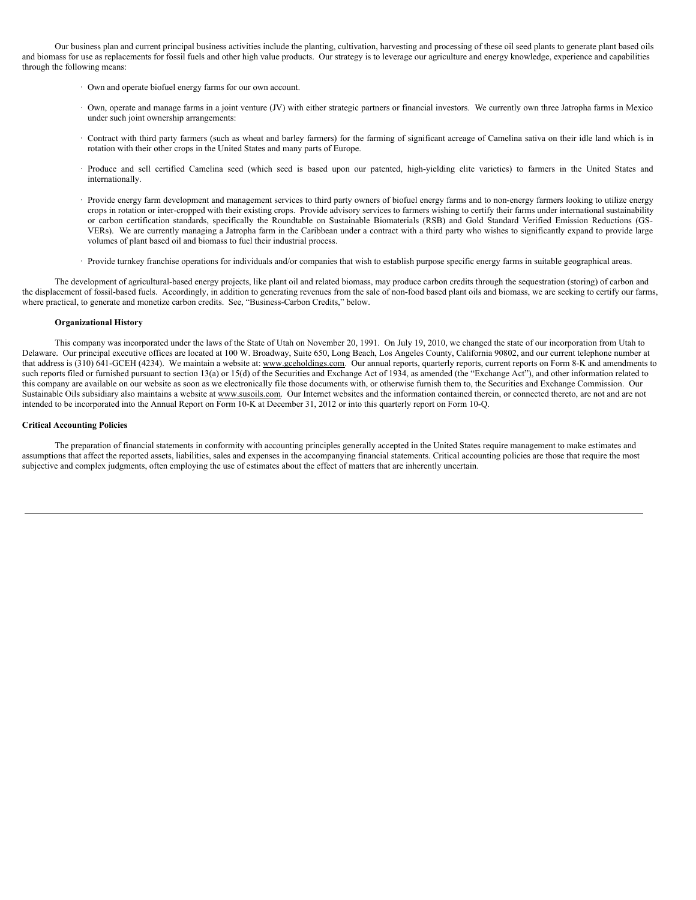Our business plan and current principal business activities include the planting, cultivation, harvesting and processing of these oil seed plants to generate plant based oils and biomass for use as replacements for fossil fuels and other high value products. Our strategy is to leverage our agriculture and energy knowledge, experience and capabilities through the following means:

- Own and operate biofuel energy farms for our own account.
- Own, operate and manage farms in a joint venture (JV) with either strategic partners or financial investors. We currently own three Jatropha farms in Mexico under such joint ownership arrangements:
- Contract with third party farmers (such as wheat and barley farmers) for the farming of significant acreage of Camelina sativa on their idle land which is in rotation with their other crops in the United States and many parts of Europe.
- Produce and sell certified Camelina seed (which seed is based upon our patented, high-yielding elite varieties) to farmers in the United States and internationally.
- Provide energy farm development and management services to third party owners of biofuel energy farms and to non-energy farmers looking to utilize energy crops in rotation or inter-cropped with their existing crops. Provide advisory services to farmers wishing to certify their farms under international sustainability or carbon certification standards, specifically the Roundtable on Sustainable Biomaterials (RSB) and Gold Standard Verified Emission Reductions (GS-VERs). We are currently managing a Jatropha farm in the Caribbean under a contract with a third party who wishes to significantly expand to provide large volumes of plant based oil and biomass to fuel their industrial process.
- Provide turnkey franchise operations for individuals and/or companies that wish to establish purpose specific energy farms in suitable geographical areas.

The development of agricultural-based energy projects, like plant oil and related biomass, may produce carbon credits through the sequestration (storing) of carbon and the displacement of fossil-based fuels. Accordingly, in addition to generating revenues from the sale of non-food based plant oils and biomass, we are seeking to certify our farms, where practical, to generate and monetize carbon credits. See, "Business-Carbon Credits," below.

**Organizational History**

This company was incorporated under the laws of the State of Utah on November 20, 1991. On July 19, 2010, we changed the state of our incorporation from Utah to Delaware. Our principal executive offices are located at 100 W. Broadway, Suite 650, Long Beach, Los Angeles County, California 90802, and our current telephone number at that address is (310) 641-GCEH (4234). We maintain a website at: www.gceholdings.com. Our annual reports, quarterly reports, current reports on Form 8-K and amendments to such reports filed or furnished pursuant to section 13(a) or 15(d) of the Securities and Exchange Act of 1934, as amended (the "Exchange Act"), and other information related to this company are available on our website as soon as we electronically file those documents with, or otherwise furnish them to, the Securities and Exchange Commission. Our Sustainable Oils subsidiary also maintains a website at www.susoils.com. Our Internet websites and the information contained therein, or connected thereto, are not and are not intended to be incorporated into the Annual Report on Form 10-K at December 31, 2012 or into this quarterly report on Form 10-Q.

**Critical Accounting Policies**

The preparation of financial statements in conformity with accounting principles generally accepted in the United States require management to make estimates and assumptions that affect the reported assets, liabilities, sales and expenses in the accompanying financial statements. Critical accounting policies are those that require the most subjective and complex judgments, often employing the use of estimates about the effect of matters that are inherently uncertain.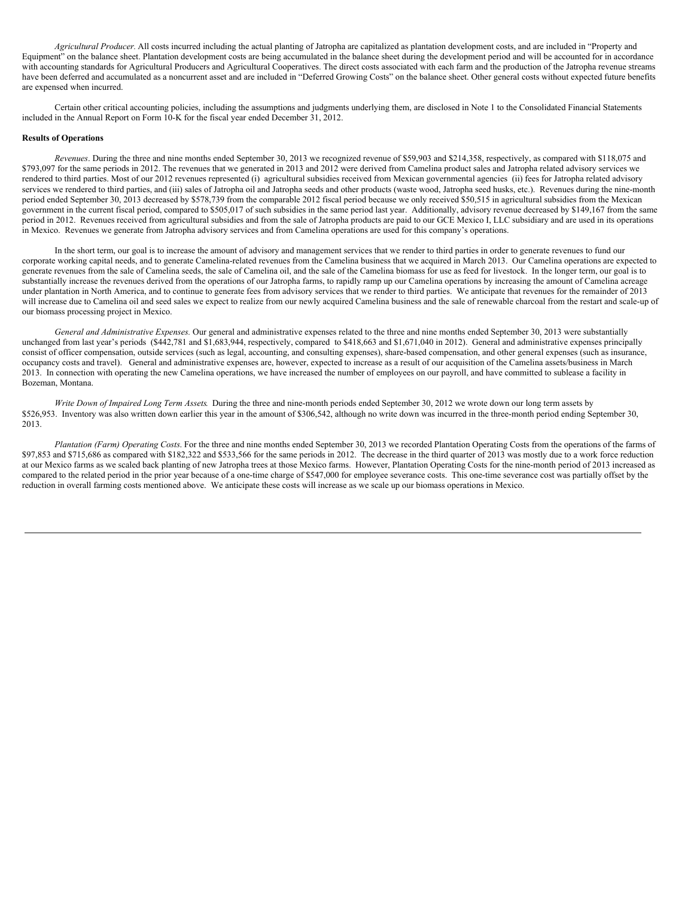*Agricultural Producer.* All costs incurred including the actual planting of Jatropha are capitalized as plantation development costs, and are included in "Property and Equipment" on the balance sheet. Plantation development costs are being accumulated in the balance sheet during the development period and will be accounted for in accordance with accounting standards for Agricultural Producers and Agricultural Cooperatives. The direct costs associated with each farm and the production of the Jatropha revenue streams have been deferred and accumulated as a noncurrent asset and are included in "Deferred Growing Costs" on the balance sheet. Other general costs without expected future benefits are expensed when incurred.

Certain other critical accounting policies, including the assumptions and judgments underlying them, are disclosed in Note 1 to the Consolidated Financial Statements included in the Annual Report on Form 10-K for the fiscal year ended December 31, 2012.

**Results of Operations**

*Revenues*. During the three and nine months ended September 30, 2013 we recognized revenue of $59,903 and $214,358, respectively, as compared with $118,075 and $793,097 for the same periods in 2012. The revenues that we generated in 2013 and 2012 were derived from Camelina product sales and Jatropha related advisory services we rendered to third parties. Most of our 2012 revenues represented (i) agricultural subsidies received from Mexican governmental agencies (ii) fees for Jatropha related advisory services we rendered to third parties, and (iii) sales of Jatropha oil and Jatropha seeds and other products (waste wood, Jatropha seed husks, etc.). Revenues during the nine-month period ended September 30, 2013 decreased by $578,739 from the comparable 2012 fiscal period because we only received $50,515 in agricultural subsidies from the Mexican government in the current fiscal period, compared to $505,017 of such subsidies in the same period last year. Additionally, advisory revenue decreased by $149,167 from the same period in 2012. Revenues received from agricultural subsidies and from the sale of Jatropha products are paid to our GCE Mexico I, LLC subsidiary and are used in its operations in Mexico. Revenues we generate from Jatropha advisory services and from Camelina operations are used for this company's operations.

In the short term, our goal is to increase the amount of advisory and management services that we render to third parties in order to generate revenues to fund our corporate working capital needs, and to generate Camelina-related revenues from the Camelina business that we acquired in March 2013. Our Camelina operations are expected to generate revenues from the sale of Camelina seeds, the sale of Camelina oil, and the sale of the Camelina biomass for use as feed for livestock. In the longer term, our goal is to substantially increase the revenues derived from the operations of our Jatropha farms, to rapidly ramp up our Camelina operations by increasing the amount of Camelina acreage under plantation in North America, and to continue to generate fees from advisory services that we render to third parties. We anticipate that revenues for the remainder of 2013 will increase due to Camelina oil and seed sales we expect to realize from our newly acquired Camelina business and the sale of renewable charcoal from the restart and scale-up of our biomass processing project in Mexico.

*General and Administrative Expenses.* Our general and administrative expenses related to the three and nine months ended September 30, 2013 were substantially unchanged from last year's periods ($442,781 and $1,683,944, respectively, compared to $418,663 and $1,671,040 in 2012). General and administrative expenses principally consist of officer compensation, outside services (such as legal, accounting, and consulting expenses), share-based compensation, and other general expenses (such as insurance, occupancy costs and travel). General and administrative expenses are, however, expected to increase as a result of our acquisition of the Camelina assets/business in March 2013. In connection with operating the new Camelina operations, we have increased the number of employees on our payroll, and have committed to sublease a facility in Bozeman, Montana.

*Write Down of Impaired Long Term Assets.* During the three and nine-month periods ended September 30, 2012 we wrote down our long term assets by $526,953. Inventory was also written down earlier this year in the amount of $306,542, although no write down was incurred in the three-month period ending September 30, 2013.

*Plantation (Farm) Operating Costs.* For the three and nine months ended September 30, 2013 we recorded Plantation Operating Costs from the operations of the farms of $97,853 and $715,686 as compared with $182,322 and $533,566 for the same periods in 2012. The decrease in the third quarter of 2013 was mostly due to a work force reduction at our Mexico farms as we scaled back planting of new Jatropha trees at those Mexico farms. However, Plantation Operating Costs for the nine-month period of 2013 increased as compared to the related period in the prior year because of a one-time charge of $547,000 for employee severance costs. This one-time severance cost was partially offset by the reduction in overall farming costs mentioned above. We anticipate these costs will increase as we scale up our biomass operations in Mexico.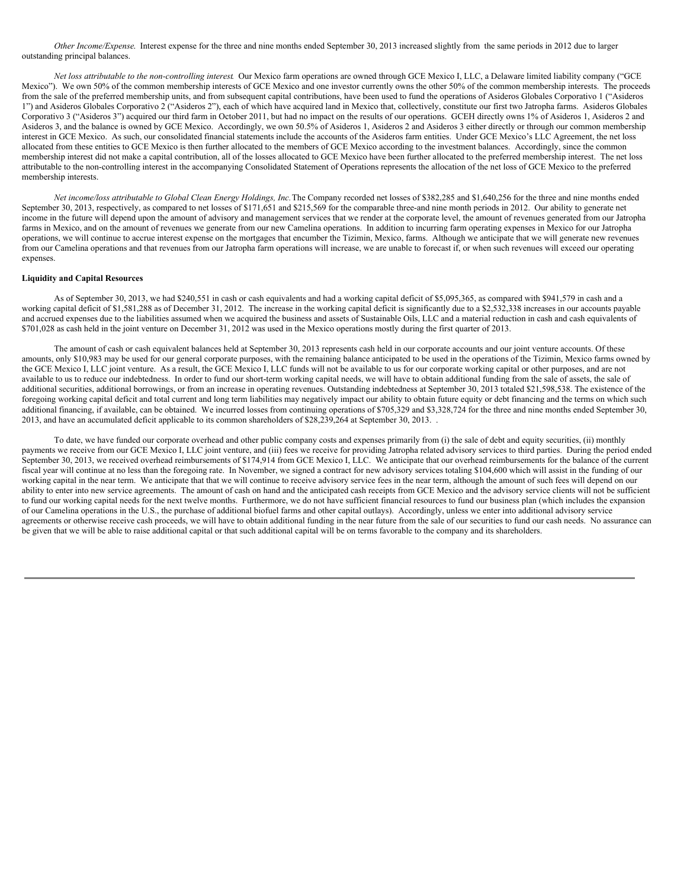*Other Income/Expense.* Interest expense for the three and nine months ended September 30, 2013 increased slightly from the same periods in 2012 due to larger outstanding principal balances.

*Net loss attributable to the non-controlling interest.* Our Mexico farm operations are owned through GCE Mexico I, LLC, a Delaware limited liability company ("GCE Mexico"). We own 50% of the common membership interests of GCE Mexico and one investor currently owns the other 50% of the common membership interests. The proceeds from the sale of the preferred membership units, and from subsequent capital contributions, have been used to fund the operations of Asideros Globales Corporativo 1 ("Asideros 1") and Asideros Globales Corporativo 2 ("Asideros 2"), each of which have acquired land in Mexico that, collectively, constitute our first two Jatropha farms. Asideros Globales Corporativo 3 ("Asideros 3") acquired our third farm in October 2011, but had no impact on the results of our operations. GCEH directly owns 1% of Asideros 1, Asideros 2 and Asideros 3, and the balance is owned by GCE Mexico. Accordingly, we own 50.5% of Asideros 1, Asideros 2 and Asideros 3 either directly or through our common membership interest in GCE Mexico. As such, our consolidated financial statements include the accounts of the Asideros farm entities. Under GCE Mexico's LLC Agreement, the net loss allocated from these entities to GCE Mexico is then further allocated to the members of GCE Mexico according to the investment balances. Accordingly, since the common membership interest did not make a capital contribution, all of the losses allocated to GCE Mexico have been further allocated to the preferred membership interest. The net loss attributable to the non-controlling interest in the accompanying Consolidated Statement of Operations represents the allocation of the net loss of GCE Mexico to the preferred membership interests.

*Net income/loss attributable to Global Clean Energy Holdings, Inc.* The Company recorded net losses of $382,285 and $1,640,256 for the three and nine months ended September 30, 2013, respectively, as compared to net losses of $171,651 and $215,569 for the comparable three-and nine month periods in 2012. Our ability to generate net income in the future will depend upon the amount of advisory and management services that we render at the corporate level, the amount of revenues generated from our Jatropha farms in Mexico, and on the amount of revenues we generate from our new Camelina operations. In addition to incurring farm operating expenses in Mexico for our Jatropha operations, we will continue to accrue interest expense on the mortgages that encumber the Tizimin, Mexico, farms. Although we anticipate that we will generate new revenues from our Camelina operations and that revenues from our Jatropha farm operations will increase, we are unable to forecast if, or when such revenues will exceed our operating expenses.

**Liquidity and Capital Resources**

As of September 30, 2013, we had $240,551 in cash or cash equivalents and had a working capital deficit of $5,095,365, as compared with $941,579 in cash and a working capital deficit of $1,581,288 as of December 31, 2012. The increase in the working capital deficit is significantly due to a $2,532,338 increases in our accounts payable and accrued expenses due to the liabilities assumed when we acquired the business and assets of Sustainable Oils, LLC and a material reduction in cash and cash equivalents of $701,028 as cash held in the joint venture on December 31, 2012 was used in the Mexico operations mostly during the first quarter of 2013.

The amount of cash or cash equivalent balances held at September 30, 2013 represents cash held in our corporate accounts and our joint venture accounts. Of these amounts, only $10,983 may be used for our general corporate purposes, with the remaining balance anticipated to be used in the operations of the Tizimin, Mexico farms owned by the GCE Mexico I, LLC joint venture. As a result, the GCE Mexico I, LLC funds will not be available to us for our corporate working capital or other purposes, and are not available to us to reduce our indebtedness. In order to fund our short-term working capital needs, we will have to obtain additional funding from the sale of assets, the sale of additional securities, additional borrowings, or from an increase in operating revenues. Outstanding indebtedness at September 30, 2013 totaled $21,598,538. The existence of the foregoing working capital deficit and total current and long term liabilities may negatively impact our ability to obtain future equity or debt financing and the terms on which such additional financing, if available, can be obtained. We incurred losses from continuing operations of $705,329 and $3,328,724 for the three and nine months ended September 30, 2013, and have an accumulated deficit applicable to its common shareholders of $28,239,264 at September 30, 2013. .

To date, we have funded our corporate overhead and other public company costs and expenses primarily from (i) the sale of debt and equity securities, (ii) monthly payments we receive from our GCE Mexico I, LLC joint venture, and (iii) fees we receive for providing Jatropha related advisory services to third parties. During the period ended September 30, 2013, we received overhead reimbursements of $174,914 from GCE Mexico I, LLC. We anticipate that our overhead reimbursements for the balance of the current fiscal year will continue at no less than the foregoing rate. In November, we signed a contract for new advisory services totaling $104,600 which will assist in the funding of our working capital in the near term. We anticipate that that we will continue to receive advisory service fees in the near term, although the amount of such fees will depend on our ability to enter into new service agreements. The amount of cash on hand and the anticipated cash receipts from GCE Mexico and the advisory service clients will not be sufficient to fund our working capital needs for the next twelve months. Furthermore, we do not have sufficient financial resources to fund our business plan (which includes the expansion of our Camelina operations in the U.S., the purchase of additional biofuel farms and other capital outlays). Accordingly, unless we enter into additional advisory service agreements or otherwise receive cash proceeds, we will have to obtain additional funding in the near future from the sale of our securities to fund our cash needs. No assurance can be given that we will be able to raise additional capital or that such additional capital will be on terms favorable to the company and its shareholders.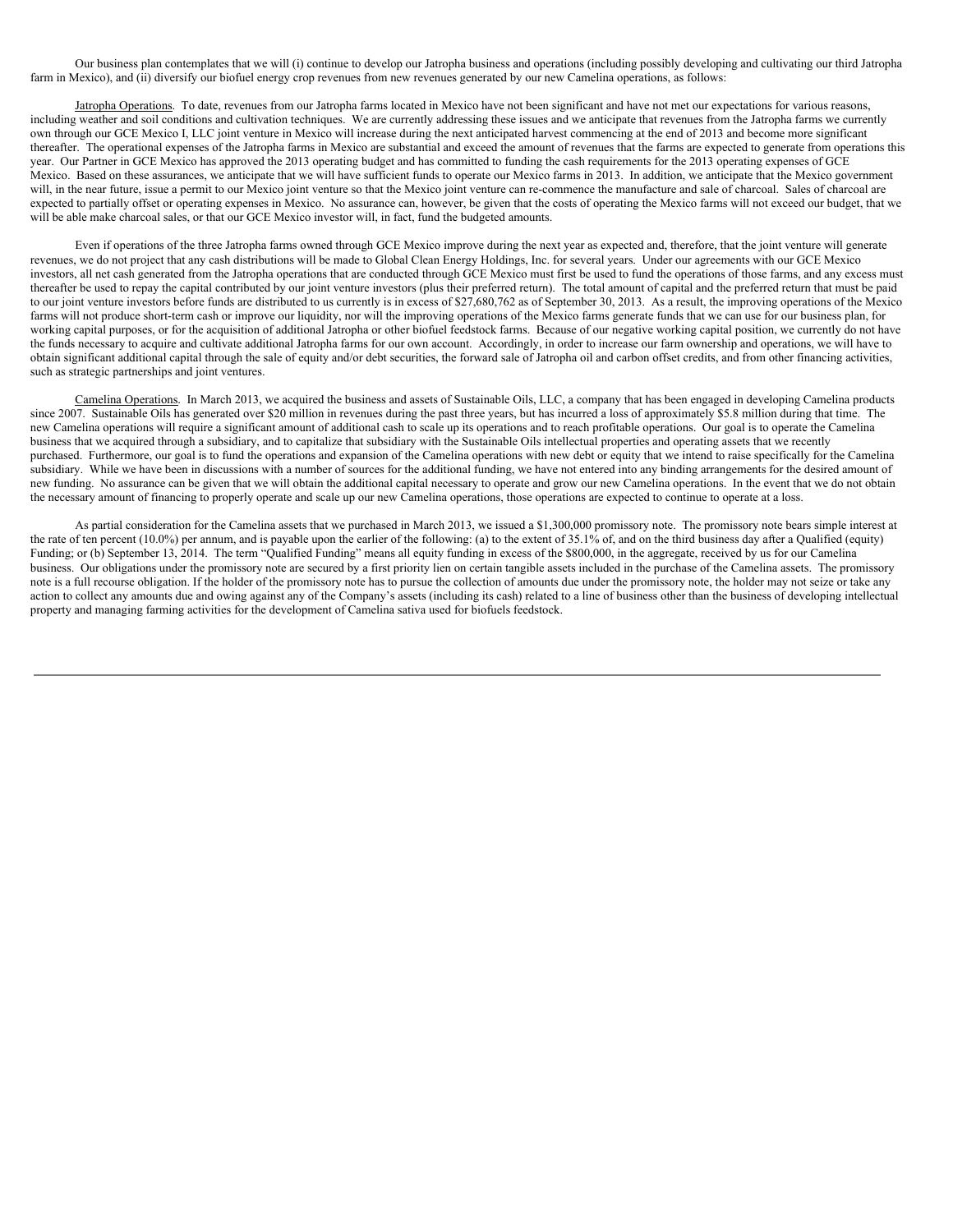Our business plan contemplates that we will (i) continue to develop our Jatropha business and operations (including possibly developing and cultivating our third Jatropha farm in Mexico), and (ii) diversify our biofuel energy crop revenues from new revenues generated by our new Camelina operations, as follows:

Jatropha Operations. To date, revenues from our Jatropha farms located in Mexico have not been significant and have not met our expectations for various reasons, including weather and soil conditions and cultivation techniques. We are currently addressing these issues and we anticipate that revenues from the Jatropha farms we currently own through our GCE Mexico I, LLC joint venture in Mexico will increase during the next anticipated harvest commencing at the end of 2013 and become more significant thereafter. The operational expenses of the Jatropha farms in Mexico are substantial and exceed the amount of revenues that the farms are expected to generate from operations this year. Our Partner in GCE Mexico has approved the 2013 operating budget and has committed to funding the cash requirements for the 2013 operating expenses of GCE Mexico. Based on these assurances, we anticipate that we will have sufficient funds to operate our Mexico farms in 2013. In addition, we anticipate that the Mexico government will, in the near future, issue a permit to our Mexico joint venture so that the Mexico joint venture can re-commence the manufacture and sale of charcoal. Sales of charcoal are expected to partially offset or operating expenses in Mexico. No assurance can, however, be given that the costs of operating the Mexico farms will not exceed our budget, that we will be able make charcoal sales, or that our GCE Mexico investor will, in fact, fund the budgeted amounts.

Even if operations of the three Jatropha farms owned through GCE Mexico improve during the next year as expected and, therefore, that the joint venture will generate revenues, we do not project that any cash distributions will be made to Global Clean Energy Holdings, Inc. for several years. Under our agreements with our GCE Mexico investors, all net cash generated from the Jatropha operations that are conducted through GCE Mexico must first be used to fund the operations of those farms, and any excess must thereafter be used to repay the capital contributed by our joint venture investors (plus their preferred return). The total amount of capital and the preferred return that must be paid to our joint venture investors before funds are distributed to us currently is in excess of $27,680,762 as of September 30, 2013. As a result, the improving operations of the Mexico farms will not produce short-term cash or improve our liquidity, nor will the improving operations of the Mexico farms generate funds that we can use for our business plan, for working capital purposes, or for the acquisition of additional Jatropha or other biofuel feedstock farms. Because of our negative working capital position, we currently do not have the funds necessary to acquire and cultivate additional Jatropha farms for our own account. Accordingly, in order to increase our farm ownership and operations, we will have to obtain significant additional capital through the sale of equity and/or debt securities, the forward sale of Jatropha oil and carbon offset credits, and from other financing activities, such as strategic partnerships and joint ventures.

Camelina Operations. In March 2013, we acquired the business and assets of Sustainable Oils, LLC, a company that has been engaged in developing Camelina products since 2007. Sustainable Oils has generated over $20 million in revenues during the past three years, but has incurred a loss of approximately $5.8 million during that time. The new Camelina operations will require a significant amount of additional cash to scale up its operations and to reach profitable operations. Our goal is to operate the Camelina business that we acquired through a subsidiary, and to capitalize that subsidiary with the Sustainable Oils intellectual properties and operating assets that we recently purchased. Furthermore, our goal is to fund the operations and expansion of the Camelina operations with new debt or equity that we intend to raise specifically for the Camelina subsidiary. While we have been in discussions with a number of sources for the additional funding, we have not entered into any binding arrangements for the desired amount of new funding. No assurance can be given that we will obtain the additional capital necessary to operate and grow our new Camelina operations. In the event that we do not obtain the necessary amount of financing to properly operate and scale up our new Camelina operations, those operations are expected to continue to operate at a loss.

As partial consideration for the Camelina assets that we purchased in March 2013, we issued a $1,300,000 promissory note. The promissory note bears simple interest at the rate of ten percent (10.0%) per annum, and is payable upon the earlier of the following: (a) to the extent of 35.1% of, and on the third business day after a Qualified (equity) Funding; or (b) September 13, 2014. The term "Qualified Funding" means all equity funding in excess of the $800,000, in the aggregate, received by us for our Camelina business. Our obligations under the promissory note are secured by a first priority lien on certain tangible assets included in the purchase of the Camelina assets. The promissory note is a full recourse obligation. If the holder of the promissory note has to pursue the collection of amounts due under the promissory note, the holder may not seize or take any action to collect any amounts due and owing against any of the Company's assets (including its cash) related to a line of business other than the business of developing intellectual property and managing farming activities for the development of Camelina sativa used for biofuels feedstock.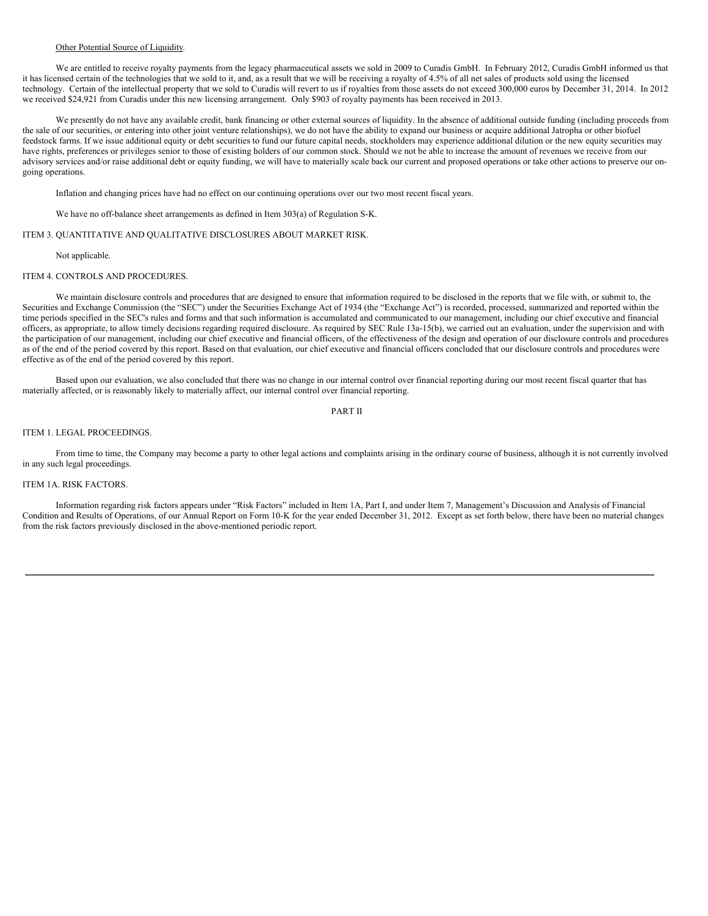Other Potential Source of Liquidity.

We are entitled to receive royalty payments from the legacy pharmaceutical assets we sold in 2009 to Curadis GmbH. In February 2012, Curadis GmbH informed us that it has licensed certain of the technologies that we sold to it, and, as a result that we will be receiving a royalty of 4.5% of all net sales of products sold using the licensed technology. Certain of the intellectual property that we sold to Curadis will revert to us if royalties from those assets do not exceed 300,000 euros by December 31, 2014. In 2012 we received $24,921 from Curadis under this new licensing arrangement. Only $903 of royalty payments has been received in 2013.

We presently do not have any available credit, bank financing or other external sources of liquidity. In the absence of additional outside funding (including proceeds from the sale of our securities, or entering into other joint venture relationships), we do not have the ability to expand our business or acquire additional Jatropha or other biofuel feedstock farms. If we issue additional equity or debt securities to fund our future capital needs, stockholders may experience additional dilution or the new equity securities may have rights, preferences or privileges senior to those of existing holders of our common stock. Should we not be able to increase the amount of revenues we receive from our advisory services and/or raise additional debt or equity funding, we will have to materially scale back our current and proposed operations or take other actions to preserve our on-going operations.

Inflation and changing prices have had no effect on our continuing operations over our two most recent fiscal years.

We have no off-balance sheet arrangements as defined in Item 303(a) of Regulation S-K.

## ITEM 3. QUANTITATIVE AND QUALITATIVE DISCLOSURES ABOUT MARKET RISK.

Not applicable.

## ITEM 4. CONTROLS AND PROCEDURES.

We maintain disclosure controls and procedures that are designed to ensure that information required to be disclosed in the reports that we file with, or submit to, the Securities and Exchange Commission (the "SEC") under the Securities Exchange Act of 1934 (the "Exchange Act") is recorded, processed, summarized and reported within the time periods specified in the SEC's rules and forms and that such information is accumulated and communicated to our management, including our chief executive and financial officers, as appropriate, to allow timely decisions regarding required disclosure. As required by SEC Rule 13a-15(b), we carried out an evaluation, under the supervision and with the participation of our management, including our chief executive and financial officers, of the effectiveness of the design and operation of our disclosure controls and procedures as of the end of the period covered by this report. Based on that evaluation, our chief executive and financial officers concluded that our disclosure controls and procedures were effective as of the end of the period covered by this report.

Based upon our evaluation, we also concluded that there was no change in our internal control over financial reporting during our most recent fiscal quarter that has materially affected, or is reasonably likely to materially affect, our internal control over financial reporting.

# PART II

## ITEM 1. LEGAL PROCEEDINGS.

From time to time, the Company may become a party to other legal actions and complaints arising in the ordinary course of business, although it is not currently involved in any such legal proceedings.

## ITEM 1A. RISK FACTORS.

Information regarding risk factors appears under "Risk Factors" included in Item 1A, Part I, and under Item 7, Management's Discussion and Analysis of Financial Condition and Results of Operations, of our Annual Report on Form 10-K for the year ended December 31, 2012. Except as set forth below, there have been no material changes from the risk factors previously disclosed in the above-mentioned periodic report.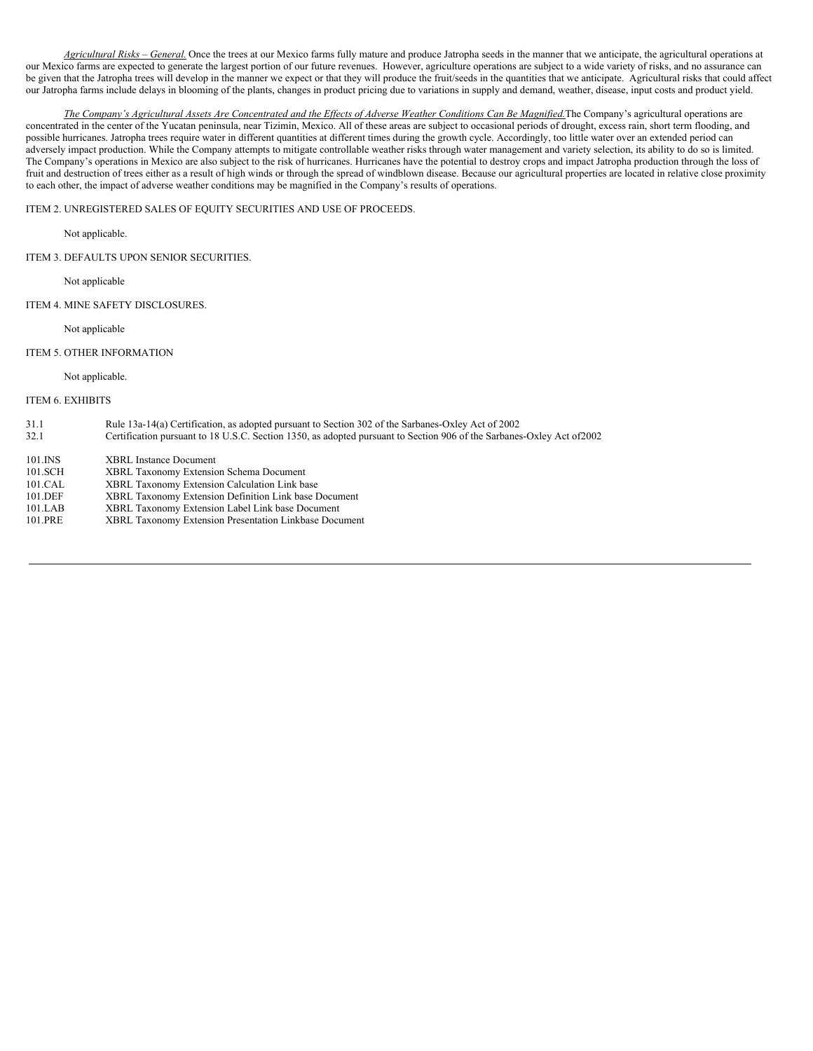*Agricultural Risks – General.* Once the trees at our Mexico farms fully mature and produce Jatropha seeds in the manner that we anticipate, the agricultural operations at our Mexico farms are expected to generate the largest portion of our future revenues. However, agriculture operations are subject to a wide variety of risks, and no assurance can be given that the Jatropha trees will develop in the manner we expect or that they will produce the fruit/seeds in the quantities that we anticipate. Agricultural risks that could affect our Jatropha farms include delays in blooming of the plants, changes in product pricing due to variations in supply and demand, weather, disease, input costs and product yield.

*The Company's Agricultural Assets Are Concentrated and the Effects of Adverse Weather Conditions Can Be Magnified.* The Company's agricultural operations are concentrated in the center of the Yucatan peninsula, near Tizimin, Mexico. All of these areas are subject to occasional periods of drought, excess rain, short term flooding, and possible hurricanes. Jatropha trees require water in different quantities at different times during the growth cycle. Accordingly, too little water over an extended period can adversely impact production. While the Company attempts to mitigate controllable weather risks through water management and variety selection, its ability to do so is limited. The Company's operations in Mexico are also subject to the risk of hurricanes. Hurricanes have the potential to destroy crops and impact Jatropha production through the loss of fruit and destruction of trees either as a result of high winds or through the spread of windblown disease. Because our agricultural properties are located in relative close proximity to each other, the impact of adverse weather conditions may be magnified in the Company's results of operations.

ITEM 2. UNREGISTERED SALES OF EQUITY SECURITIES AND USE OF PROCEEDS.

Not applicable.

ITEM 3. DEFAULTS UPON SENIOR SECURITIES.

Not applicable

ITEM 4. MINE SAFETY DISCLOSURES.

Not applicable

ITEM 5. OTHER INFORMATION

Not applicable.

ITEM 6. EXHIBITS

| | |
|---|---|
| 31.1 | Rule 13a-14(a) Certification, as adopted pursuant to Section 302 of the Sarbanes-Oxley Act of 2002 |
| 32.1 | Certification pursuant to 18 U.S.C. Section 1350, as adopted pursuant to Section 906 of the Sarbanes-Oxley Act of2002 |
| 101.INS | XBRL Instance Document |
| 101.SCH | XBRL Taxonomy Extension Schema Document |
| 101.CAL | XBRL Taxonomy Extension Calculation Link base |
| 101.DEF | XBRL Taxonomy Extension Definition Link base Document |
| 101.LAB | XBRL Taxonomy Extension Label Link base Document |
| 101.PRE | XBRL Taxonomy Extension Presentation Linkbase Document |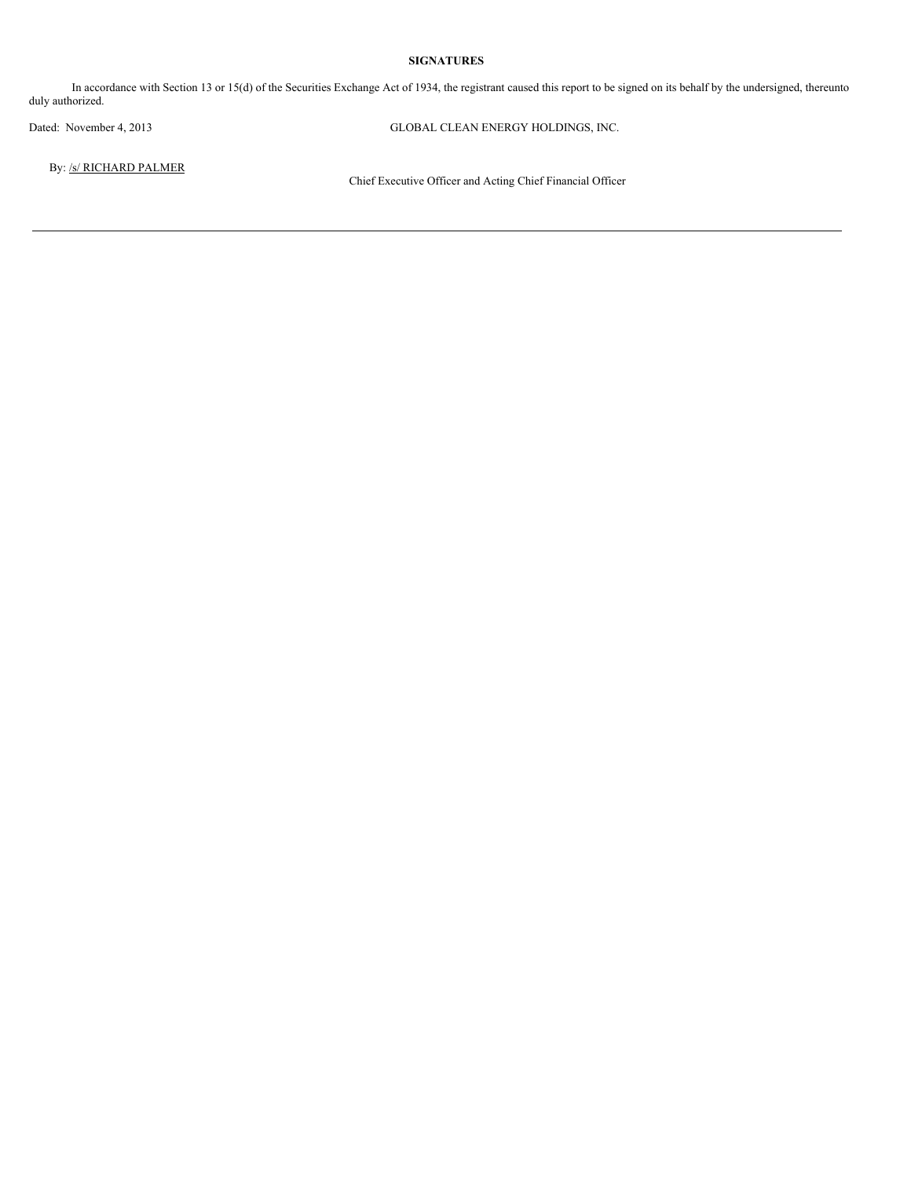**SIGNATURES**

In accordance with Section 13 or 15(d) of the Securities Exchange Act of 1934, the registrant caused this report to be signed on its behalf by the undersigned, thereunto duly authorized.

Dated: November 4, 2013

GLOBAL CLEAN ENERGY HOLDINGS, INC.

By: /s/ RICHARD PALMER

Chief Executive Officer and Acting Chief Financial Officer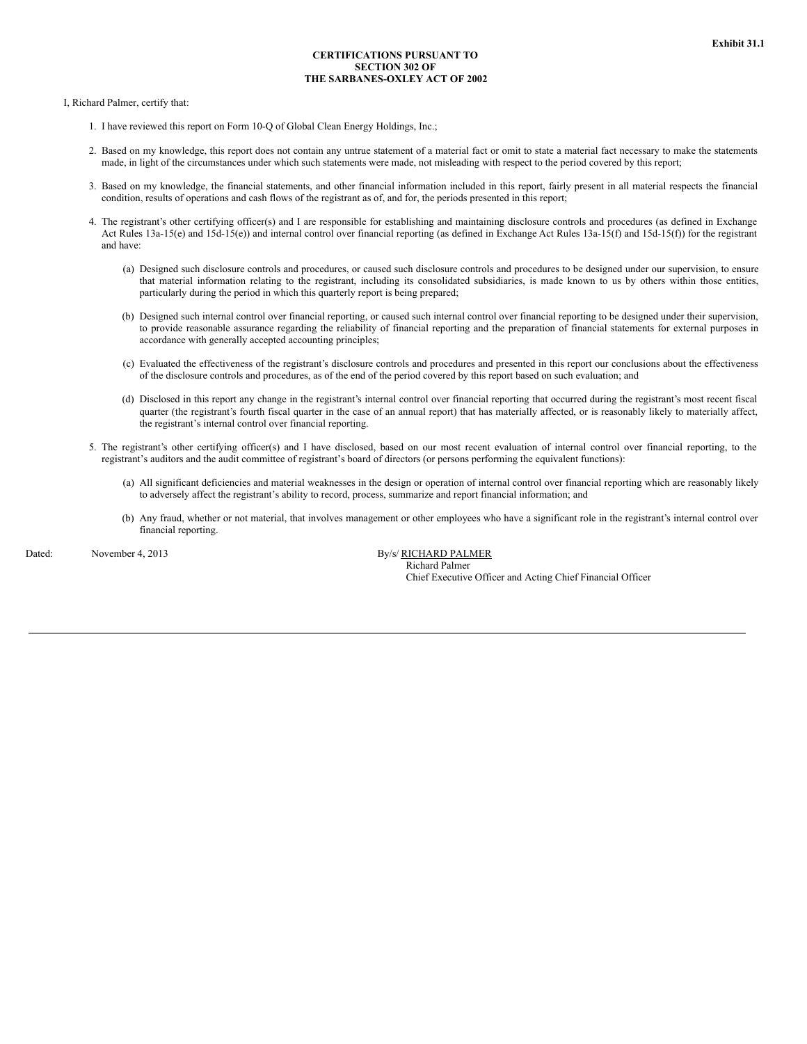**Exhibit 31.1**

**CERTIFICATIONS PURSUANT TO SECTION 302 OF THE SARBANES-OXLEY ACT OF 2002**

I, Richard Palmer, certify that:

1. I have reviewed this report on Form 10-Q of Global Clean Energy Holdings, Inc.;

2. Based on my knowledge, this report does not contain any untrue statement of a material fact or omit to state a material fact necessary to make the statements made, in light of the circumstances under which such statements were made, not misleading with respect to the period covered by this report;

3. Based on my knowledge, the financial statements, and other financial information included in this report, fairly present in all material respects the financial condition, results of operations and cash flows of the registrant as of, and for, the periods presented in this report;

4. The registrant's other certifying officer(s) and I are responsible for establishing and maintaining disclosure controls and procedures (as defined in Exchange Act Rules 13a-15(e) and 15d-15(e)) and internal control over financial reporting (as defined in Exchange Act Rules 13a-15(f) and 15d-15(f)) for the registrant and have:

   (a) Designed such disclosure controls and procedures, or caused such disclosure controls and procedures to be designed under our supervision, to ensure that material information relating to the registrant, including its consolidated subsidiaries, is made known to us by others within those entities, particularly during the period in which this quarterly report is being prepared;

   (b) Designed such internal control over financial reporting, or caused such internal control over financial reporting to be designed under their supervision, to provide reasonable assurance regarding the reliability of financial reporting and the preparation of financial statements for external purposes in accordance with generally accepted accounting principles;

   (c) Evaluated the effectiveness of the registrant's disclosure controls and procedures and presented in this report our conclusions about the effectiveness of the disclosure controls and procedures, as of the end of the period covered by this report based on such evaluation; and

   (d) Disclosed in this report any change in the registrant's internal control over financial reporting that occurred during the registrant's most recent fiscal quarter (the registrant's fourth fiscal quarter in the case of an annual report) that has materially affected, or is reasonably likely to materially affect, the registrant's internal control over financial reporting.

5. The registrant's other certifying officer(s) and I have disclosed, based on our most recent evaluation of internal control over financial reporting, to the registrant's auditors and the audit committee of registrant's board of directors (or persons performing the equivalent functions):

   (a) All significant deficiencies and material weaknesses in the design or operation of internal control over financial reporting which are reasonably likely to adversely affect the registrant's ability to record, process, summarize and report financial information; and

   (b) Any fraud, whether or not material, that involves management or other employees who have a significant role in the registrant's internal control over financial reporting.

Dated: November 4, 2013

By/s/ RICHARD PALMER
Richard Palmer
Chief Executive Officer and Acting Chief Financial Officer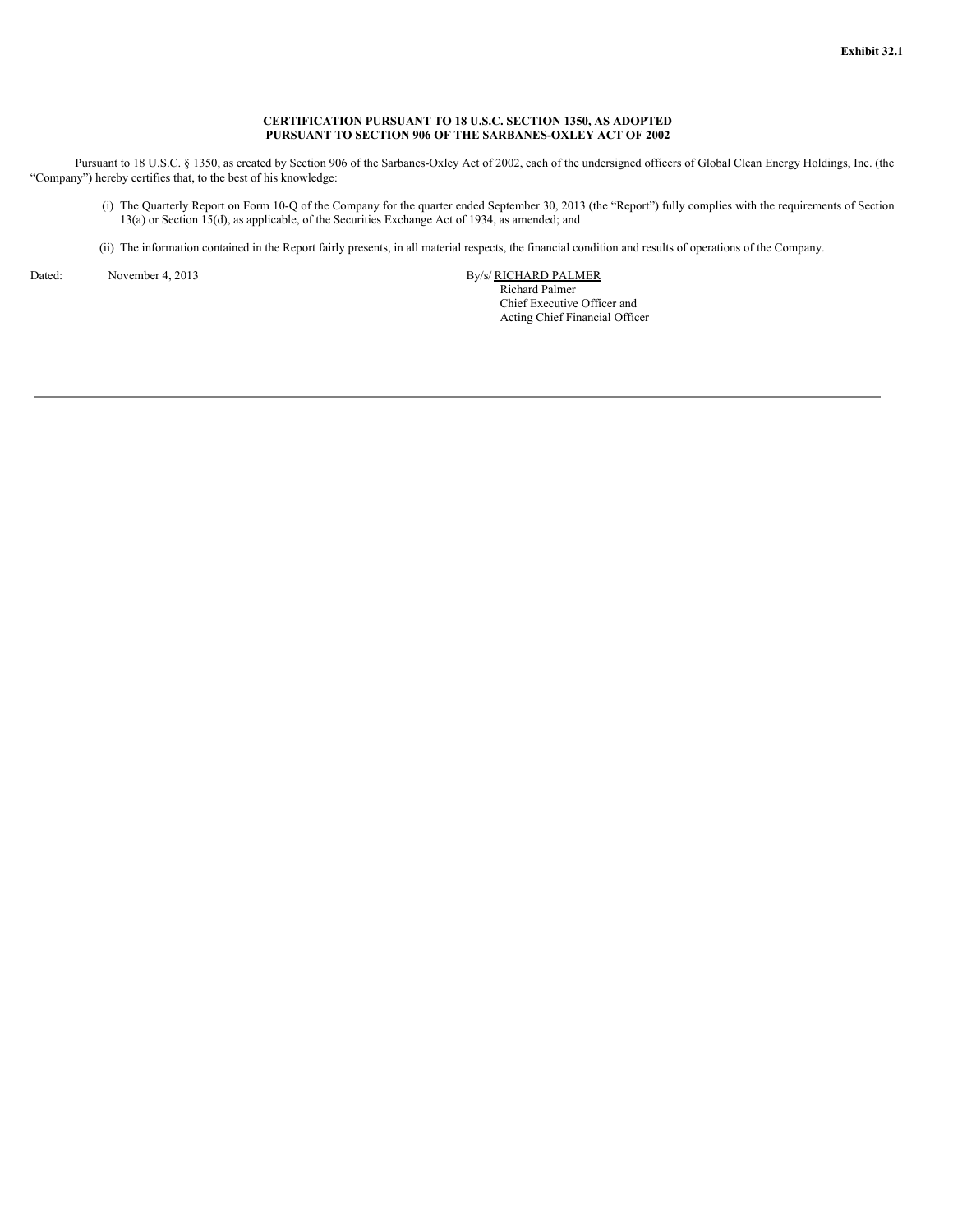**Exhibit 32.1**

**CERTIFICATION PURSUANT TO 18 U.S.C. SECTION 1350, AS ADOPTED PURSUANT TO SECTION 906 OF THE SARBANES-OXLEY ACT OF 2002**

Pursuant to 18 U.S.C. § 1350, as created by Section 906 of the Sarbanes-Oxley Act of 2002, each of the undersigned officers of Global Clean Energy Holdings, Inc. (the "Company") hereby certifies that, to the best of his knowledge:

(i) The Quarterly Report on Form 10-Q of the Company for the quarter ended September 30, 2013 (the "Report") fully complies with the requirements of Section 13(a) or Section 15(d), as applicable, of the Securities Exchange Act of 1934, as amended; and

(ii) The information contained in the Report fairly presents, in all material respects, the financial condition and results of operations of the Company.

Dated: November 4, 2013

By/s/ RICHARD PALMER
Richard Palmer
Chief Executive Officer and
Acting Chief Financial Officer